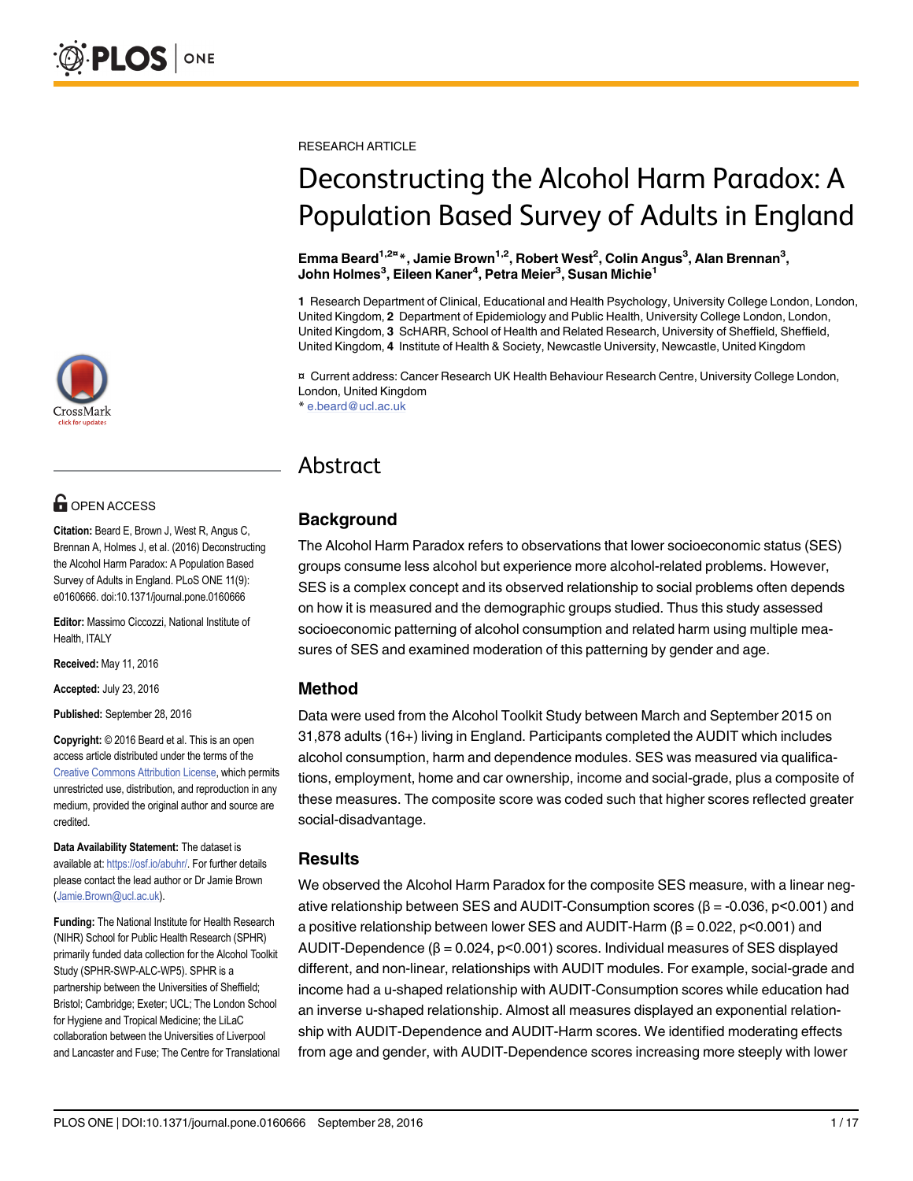RESEARCH ARTICLE

# Deconstructing the Alcohol Harm Paradox: A Population Based Survey of Adults in England

**Emma Beard[1,2¤]*, Jamie Brown[1,2], Robert West[2], Colin Angus[3], Alan Brennan[3], John Holmes[3], Eileen Kaner[4], Petra Meier[3], Susan Michie[1]**

**1** Research Department of Clinical, Educational and Health Psychology, University College London, London, United Kingdom, **2** Department of Epidemiology and Public Health, University College London, London, United Kingdom, **3** ScHARR, School of Health and Related Research, University of Sheffield, Sheffield, United Kingdom, **4** Institute of Health & Society, Newcastle University, Newcastle, United Kingdom

¤ Current address: Cancer Research UK Health Behaviour Research Centre, University College London, London, United Kingdom
* e.beard@ucl.ac.uk

OPEN ACCESS

**Citation:** Beard E, Brown J, West R, Angus C, Brennan A, Holmes J, et al. (2016) Deconstructing the Alcohol Harm Paradox: A Population Based Survey of Adults in England. PLoS ONE 11(9): e0160666. doi:10.1371/journal.pone.0160666

**Editor:** Massimo Ciccozzi, National Institute of Health, ITALY

**Received:** May 11, 2016

**Accepted:** July 23, 2016

**Published:** September 28, 2016

**Copyright:** © 2016 Beard et al. This is an open access article distributed under the terms of the Creative Commons Attribution License, which permits unrestricted use, distribution, and reproduction in any medium, provided the original author and source are credited.

**Data Availability Statement:** The dataset is available at: https://osf.io/abuhr/. For further details please contact the lead author or Dr Jamie Brown (Jamie.Brown@ucl.ac.uk).

**Funding:** The National Institute for Health Research (NIHR) School for Public Health Research (SPHR) primarily funded data collection for the Alcohol Toolkit Study (SPHR-SWP-ALC-WP5). SPHR is a partnership between the Universities of Sheffield; Bristol; Cambridge; Exeter; UCL; The London School for Hygiene and Tropical Medicine; the LiLaC collaboration between the Universities of Liverpool and Lancaster and Fuse; The Centre for Translational

## Abstract

### Background

The Alcohol Harm Paradox refers to observations that lower socioeconomic status (SES) groups consume less alcohol but experience more alcohol-related problems. However, SES is a complex concept and its observed relationship to social problems often depends on how it is measured and the demographic groups studied. Thus this study assessed socioeconomic patterning of alcohol consumption and related harm using multiple measures of SES and examined moderation of this patterning by gender and age.

### Method

Data were used from the Alcohol Toolkit Study between March and September 2015 on 31,878 adults (16+) living in England. Participants completed the AUDIT which includes alcohol consumption, harm and dependence modules. SES was measured via qualifications, employment, home and car ownership, income and social-grade, plus a composite of these measures. The composite score was coded such that higher scores reflected greater social-disadvantage.

### Results

We observed the Alcohol Harm Paradox for the composite SES measure, with a linear negative relationship between SES and AUDIT-Consumption scores ($\beta = -0.036$, $p<0.001$) and a positive relationship between lower SES and AUDIT-Harm ($\beta = 0.022$, $p<0.001$) and AUDIT-Dependence ($\beta = 0.024$, $p<0.001$) scores. Individual measures of SES displayed different, and non-linear, relationships with AUDIT modules. For example, social-grade and income had a u-shaped relationship with AUDIT-Consumption scores while education had an inverse u-shaped relationship. Almost all measures displayed an exponential relationship with AUDIT-Dependence and AUDIT-Harm scores. We identified moderating effects from age and gender, with AUDIT-Dependence scores increasing more steeply with lower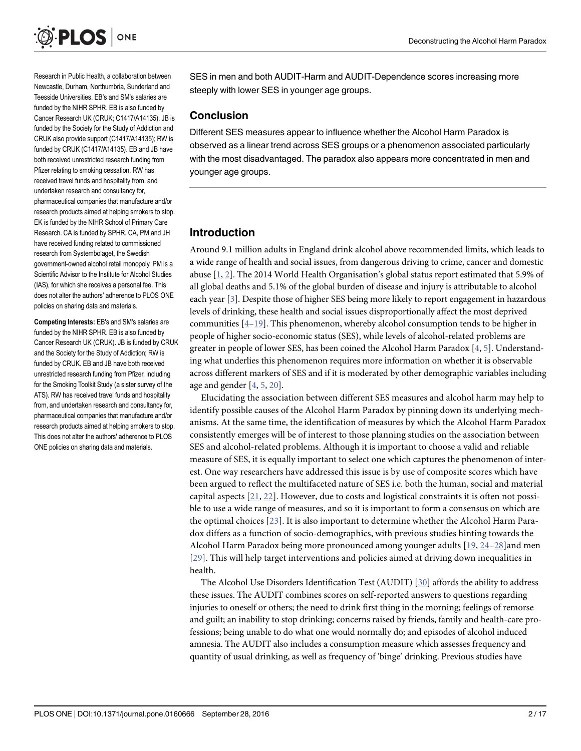Research in Public Health, a collaboration between Newcastle, Durham, Northumbria, Sunderland and Teesside Universities. EB's and SM's salaries are funded by the NIHR SPHR. EB is also funded by Cancer Research UK (CRUK; C1417/A14135). JB is funded by the Society for the Study of Addiction and CRUK also provide support (C1417/A14135); RW is funded by CRUK (C1417/A14135). EB and JB have both received unrestricted research funding from Pfizer relating to smoking cessation. RW has received travel funds and hospitality from, and undertaken research and consultancy for, pharmaceutical companies that manufacture and/or research products aimed at helping smokers to stop. EK is funded by the NIHR School of Primary Care Research. CA is funded by SPHR. CA, PM and JH have received funding related to commissioned research from Systembolaget, the Swedish government-owned alcohol retail monopoly. PM is a Scientific Advisor to the Institute for Alcohol Studies (IAS), for which she receives a personal fee. This does not alter the authors' adherence to PLOS ONE policies on sharing data and materials.

**Competing Interests:** EB's and SM's salaries are funded by the NIHR SPHR. EB is also funded by Cancer Research UK (CRUK). JB is funded by CRUK and the Society for the Study of Addiction; RW is funded by CRUK. EB and JB have both received unrestricted research funding from Pfizer, including for the Smoking Toolkit Study (a sister survey of the ATS). RW has received travel funds and hospitality from, and undertaken research and consultancy for, pharmaceutical companies that manufacture and/or research products aimed at helping smokers to stop. This does not alter the authors' adherence to PLOS ONE policies on sharing data and materials.

SES in men and both AUDIT-Harm and AUDIT-Dependence scores increasing more steeply with lower SES in younger age groups.

## Conclusion

Different SES measures appear to influence whether the Alcohol Harm Paradox is observed as a linear trend across SES groups or a phenomenon associated particularly with the most disadvantaged. The paradox also appears more concentrated in men and younger age groups.

## Introduction

Around 9.1 million adults in England drink alcohol above recommended limits, which leads to a wide range of health and social issues, from dangerous driving to crime, cancer and domestic abuse [1, 2]. The 2014 World Health Organisation's global status report estimated that 5.9% of all global deaths and 5.1% of the global burden of disease and injury is attributable to alcohol each year [3]. Despite those of higher SES being more likely to report engagement in hazardous levels of drinking, these health and social issues disproportionally affect the most deprived communities [4–19]. This phenomenon, whereby alcohol consumption tends to be higher in people of higher socio-economic status (SES), while levels of alcohol-related problems are greater in people of lower SES, has been coined the Alcohol Harm Paradox [4, 5]. Understanding what underlies this phenomenon requires more information on whether it is observable across different markers of SES and if it is moderated by other demographic variables including age and gender [4, 5, 20].

Elucidating the association between different SES measures and alcohol harm may help to identify possible causes of the Alcohol Harm Paradox by pinning down its underlying mechanisms. At the same time, the identification of measures by which the Alcohol Harm Paradox consistently emerges will be of interest to those planning studies on the association between SES and alcohol-related problems. Although it is important to choose a valid and reliable measure of SES, it is equally important to select one which captures the phenomenon of interest. One way researchers have addressed this issue is by use of composite scores which have been argued to reflect the multifaceted nature of SES i.e. both the human, social and material capital aspects [21, 22]. However, due to costs and logistical constraints it is often not possible to use a wide range of measures, and so it is important to form a consensus on which are the optimal choices [23]. It is also important to determine whether the Alcohol Harm Paradox differs as a function of socio-demographics, with previous studies hinting towards the Alcohol Harm Paradox being more pronounced among younger adults [19, 24–28]and men [29]. This will help target interventions and policies aimed at driving down inequalities in health.

The Alcohol Use Disorders Identification Test (AUDIT) [30] affords the ability to address these issues. The AUDIT combines scores on self-reported answers to questions regarding injuries to oneself or others; the need to drink first thing in the morning; feelings of remorse and guilt; an inability to stop drinking; concerns raised by friends, family and health-care professions; being unable to do what one would normally do; and episodes of alcohol induced amnesia. The AUDIT also includes a consumption measure which assesses frequency and quantity of usual drinking, as well as frequency of 'binge' drinking. Previous studies have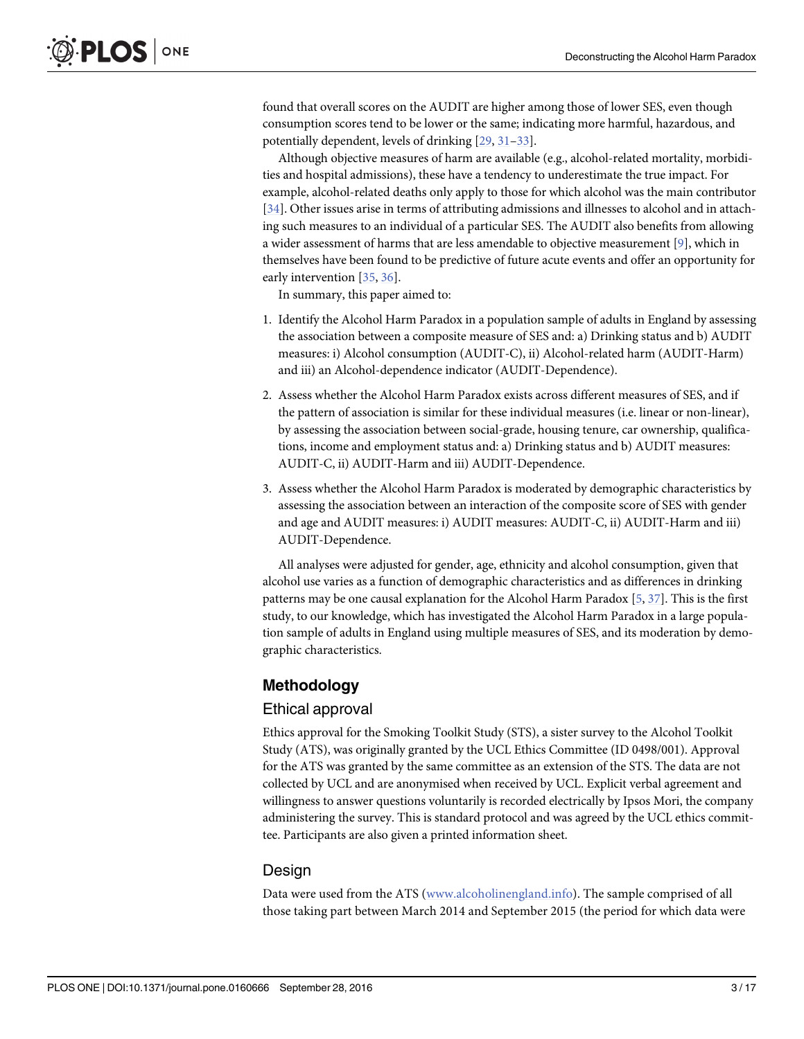found that overall scores on the AUDIT are higher among those of lower SES, even though consumption scores tend to be lower or the same; indicating more harmful, hazardous, and potentially dependent, levels of drinking [29, 31–33].

Although objective measures of harm are available (e.g., alcohol-related mortality, morbidities and hospital admissions), these have a tendency to underestimate the true impact. For example, alcohol-related deaths only apply to those for which alcohol was the main contributor [34]. Other issues arise in terms of attributing admissions and illnesses to alcohol and in attaching such measures to an individual of a particular SES. The AUDIT also benefits from allowing a wider assessment of harms that are less amendable to objective measurement [9], which in themselves have been found to be predictive of future acute events and offer an opportunity for early intervention [35, 36].

In summary, this paper aimed to:

1. Identify the Alcohol Harm Paradox in a population sample of adults in England by assessing the association between a composite measure of SES and: a) Drinking status and b) AUDIT measures: i) Alcohol consumption (AUDIT-C), ii) Alcohol-related harm (AUDIT-Harm) and iii) an Alcohol-dependence indicator (AUDIT-Dependence).
2. Assess whether the Alcohol Harm Paradox exists across different measures of SES, and if the pattern of association is similar for these individual measures (i.e. linear or non-linear), by assessing the association between social-grade, housing tenure, car ownership, qualifications, income and employment status and: a) Drinking status and b) AUDIT measures: AUDIT-C, ii) AUDIT-Harm and iii) AUDIT-Dependence.
3. Assess whether the Alcohol Harm Paradox is moderated by demographic characteristics by assessing the association between an interaction of the composite score of SES with gender and age and AUDIT measures: i) AUDIT measures: AUDIT-C, ii) AUDIT-Harm and iii) AUDIT-Dependence.

All analyses were adjusted for gender, age, ethnicity and alcohol consumption, given that alcohol use varies as a function of demographic characteristics and as differences in drinking patterns may be one causal explanation for the Alcohol Harm Paradox [5, 37]. This is the first study, to our knowledge, which has investigated the Alcohol Harm Paradox in a large population sample of adults in England using multiple measures of SES, and its moderation by demographic characteristics.

## Methodology

### Ethical approval

Ethics approval for the Smoking Toolkit Study (STS), a sister survey to the Alcohol Toolkit Study (ATS), was originally granted by the UCL Ethics Committee (ID 0498/001). Approval for the ATS was granted by the same committee as an extension of the STS. The data are not collected by UCL and are anonymised when received by UCL. Explicit verbal agreement and willingness to answer questions voluntarily is recorded electrically by Ipsos Mori, the company administering the survey. This is standard protocol and was agreed by the UCL ethics committee. Participants are also given a printed information sheet.

### Design

Data were used from the ATS (www.alcoholinengland.info). The sample comprised of all those taking part between March 2014 and September 2015 (the period for which data were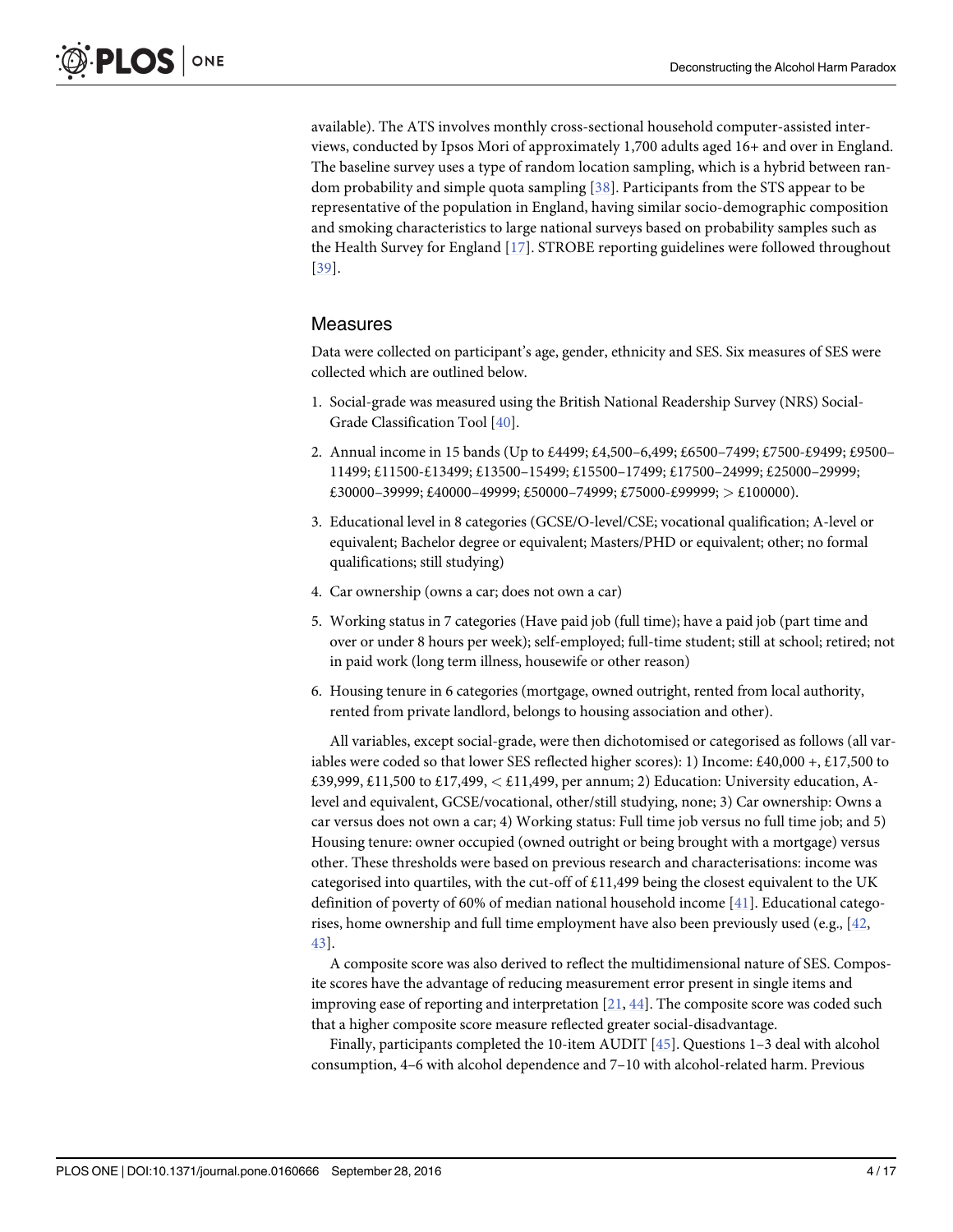available). The ATS involves monthly cross-sectional household computer-assisted interviews, conducted by Ipsos Mori of approximately 1,700 adults aged 16+ and over in England. The baseline survey uses a type of random location sampling, which is a hybrid between random probability and simple quota sampling [38]. Participants from the STS appear to be representative of the population in England, having similar socio-demographic composition and smoking characteristics to large national surveys based on probability samples such as the Health Survey for England [17]. STROBE reporting guidelines were followed throughout [39].

## Measures

Data were collected on participant's age, gender, ethnicity and SES. Six measures of SES were collected which are outlined below.

1. Social-grade was measured using the British National Readership Survey (NRS) Social-Grade Classification Tool [40].
2. Annual income in 15 bands (Up to £4499; £4,500–6,499; £6500–7499; £7500-£9499; £9500–11499; £11500-£13499; £13500–15499; £15500–17499; £17500–24999; £25000–29999; £30000–39999; £40000–49999; £50000–74999; £75000-£99999; > £100000).
3. Educational level in 8 categories (GCSE/O-level/CSE; vocational qualification; A-level or equivalent; Bachelor degree or equivalent; Masters/PHD or equivalent; other; no formal qualifications; still studying)
4. Car ownership (owns a car; does not own a car)
5. Working status in 7 categories (Have paid job (full time); have a paid job (part time and over or under 8 hours per week); self-employed; full-time student; still at school; retired; not in paid work (long term illness, housewife or other reason)
6. Housing tenure in 6 categories (mortgage, owned outright, rented from local authority, rented from private landlord, belongs to housing association and other).

All variables, except social-grade, were then dichotomised or categorised as follows (all variables were coded so that lower SES reflected higher scores): 1) Income: £40,000 +, £17,500 to £39,999, £11,500 to £17,499, < £11,499, per annum; 2) Education: University education, A-level and equivalent, GCSE/vocational, other/still studying, none; 3) Car ownership: Owns a car versus does not own a car; 4) Working status: Full time job versus no full time job; and 5) Housing tenure: owner occupied (owned outright or being brought with a mortgage) versus other. These thresholds were based on previous research and characterisations: income was categorised into quartiles, with the cut-off of £11,499 being the closest equivalent to the UK definition of poverty of 60% of median national household income [41]. Educational categorises, home ownership and full time employment have also been previously used (e.g., [42, 43]).

A composite score was also derived to reflect the multidimensional nature of SES. Composite scores have the advantage of reducing measurement error present in single items and improving ease of reporting and interpretation [21, 44]. The composite score was coded such that a higher composite score measure reflected greater social-disadvantage.

Finally, participants completed the 10-item AUDIT [45]. Questions 1–3 deal with alcohol consumption, 4–6 with alcohol dependence and 7–10 with alcohol-related harm. Previous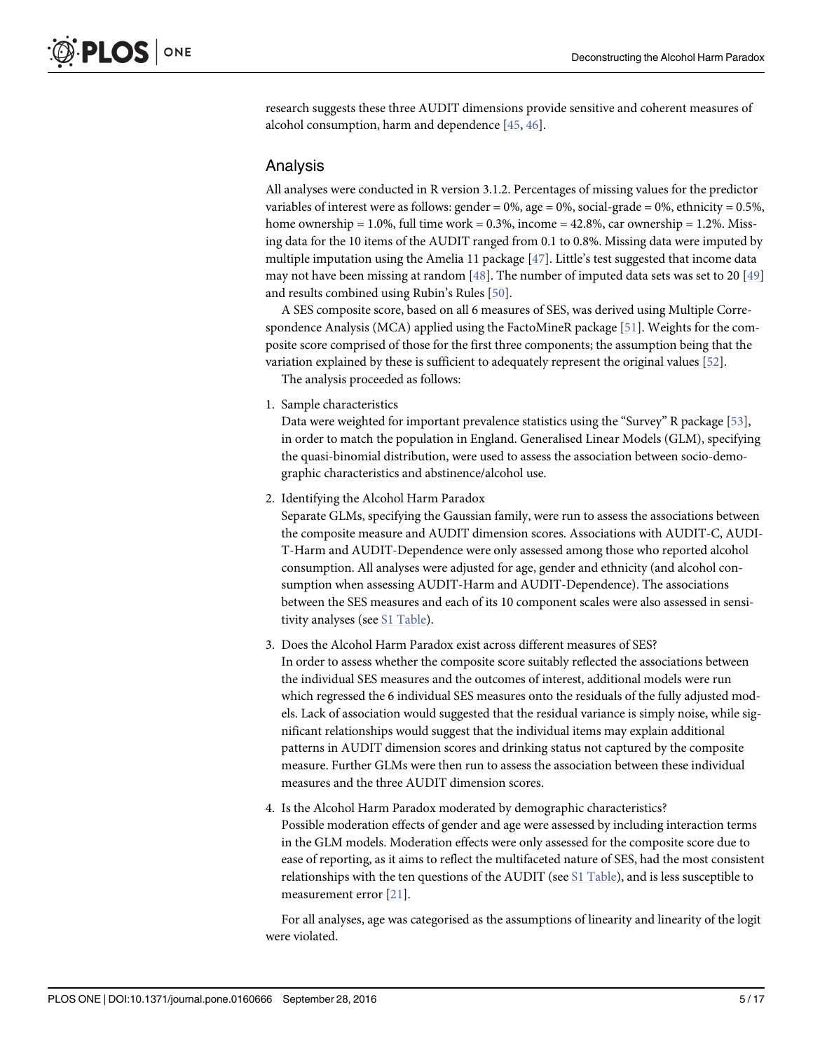research suggests these three AUDIT dimensions provide sensitive and coherent measures of alcohol consumption, harm and dependence [45, 46].

## Analysis

All analyses were conducted in R version 3.1.2. Percentages of missing values for the predictor variables of interest were as follows: gender = 0%, age = 0%, social-grade = 0%, ethnicity = 0.5%, home ownership = 1.0%, full time work = 0.3%, income = 42.8%, car ownership = 1.2%. Missing data for the 10 items of the AUDIT ranged from 0.1 to 0.8%. Missing data were imputed by multiple imputation using the Amelia 11 package [47]. Little's test suggested that income data may not have been missing at random [48]. The number of imputed data sets was set to 20 [49] and results combined using Rubin's Rules [50].

A SES composite score, based on all 6 measures of SES, was derived using Multiple Correspondence Analysis (MCA) applied using the FactoMineR package [51]. Weights for the composite score comprised of those for the first three components; the assumption being that the variation explained by these is sufficient to adequately represent the original values [52].

The analysis proceeded as follows:

1. Sample characteristics
   Data were weighted for important prevalence statistics using the "Survey" R package [53], in order to match the population in England. Generalised Linear Models (GLM), specifying the quasi-binomial distribution, were used to assess the association between socio-demographic characteristics and abstinence/alcohol use.
2. Identifying the Alcohol Harm Paradox
   Separate GLMs, specifying the Gaussian family, were run to assess the associations between the composite measure and AUDIT dimension scores. Associations with AUDIT-C, AUDIT-Harm and AUDIT-Dependence were only assessed among those who reported alcohol consumption. All analyses were adjusted for age, gender and ethnicity (and alcohol consumption when assessing AUDIT-Harm and AUDIT-Dependence). The associations between the SES measures and each of its 10 component scales were also assessed in sensitivity analyses (see S1 Table).
3. Does the Alcohol Harm Paradox exist across different measures of SES?
   In order to assess whether the composite score suitably reflected the associations between the individual SES measures and the outcomes of interest, additional models were run which regressed the 6 individual SES measures onto the residuals of the fully adjusted models. Lack of association would suggested that the residual variance is simply noise, while significant relationships would suggest that the individual items may explain additional patterns in AUDIT dimension scores and drinking status not captured by the composite measure. Further GLMs were then run to assess the association between these individual measures and the three AUDIT dimension scores.
4. Is the Alcohol Harm Paradox moderated by demographic characteristics?
   Possible moderation effects of gender and age were assessed by including interaction terms in the GLM models. Moderation effects were only assessed for the composite score due to ease of reporting, as it aims to reflect the multifaceted nature of SES, had the most consistent relationships with the ten questions of the AUDIT (see S1 Table), and is less susceptible to measurement error [21].

For all analyses, age was categorised as the assumptions of linearity and linearity of the logit were violated.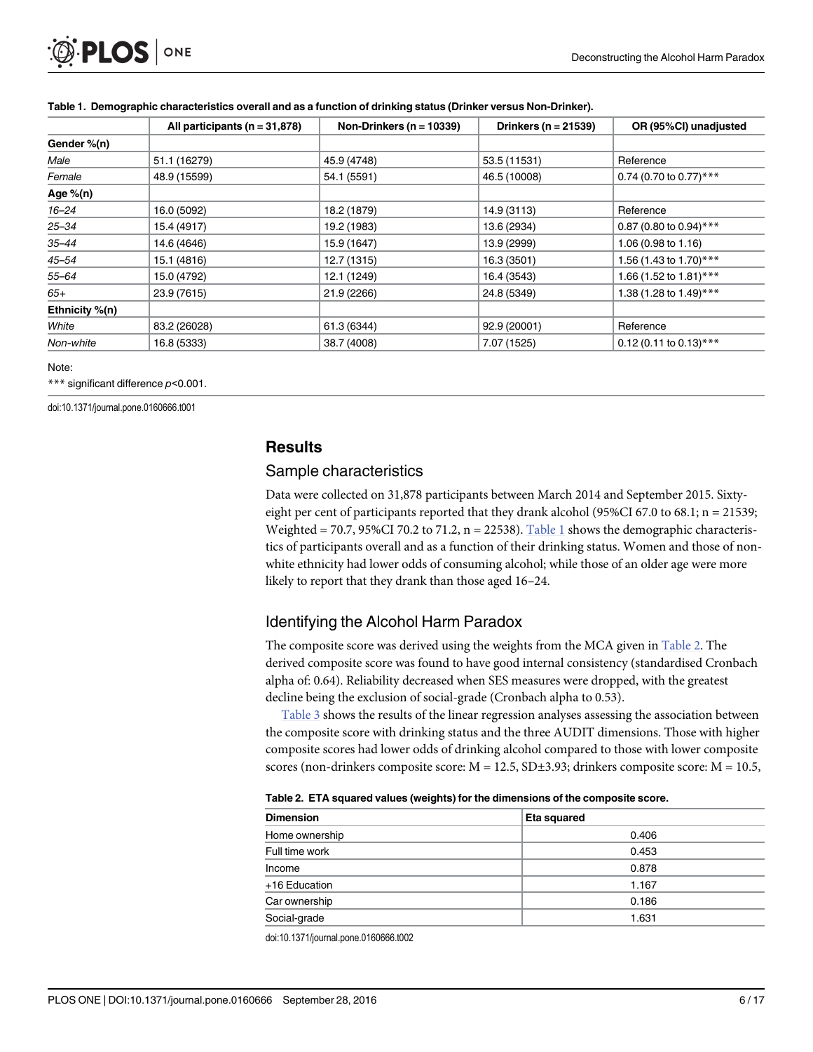**Table 1. Demographic characteristics overall and as a function of drinking status (Drinker versus Non-Drinker).**

| | All participants (n = 31,878) | Non-Drinkers (n = 10339) | Drinkers (n = 21539) | OR (95%CI) unadjusted |
|---|---|---|---|---|
| **Gender %(n)** | | | | |
| *Male* | 51.1 (16279) | 45.9 (4748) | 53.5 (11531) | Reference |
| *Female* | 48.9 (15599) | 54.1 (5591) | 46.5 (10008) | 0.74 (0.70 to 0.77)*** |
| **Age %(n)** | | | | |
| *16–24* | 16.0 (5092) | 18.2 (1879) | 14.9 (3113) | Reference |
| *25–34* | 15.4 (4917) | 19.2 (1983) | 13.6 (2934) | 0.87 (0.80 to 0.94)*** |
| *35–44* | 14.6 (4646) | 15.9 (1647) | 13.9 (2999) | 1.06 (0.98 to 1.16) |
| *45–54* | 15.1 (4816) | 12.7 (1315) | 16.3 (3501) | 1.56 (1.43 to 1.70)*** |
| *55–64* | 15.0 (4792) | 12.1 (1249) | 16.4 (3543) | 1.66 (1.52 to 1.81)*** |
| *65+* | 23.9 (7615) | 21.9 (2266) | 24.8 (5349) | 1.38 (1.28 to 1.49)*** |
| **Ethnicity %(n)** | | | | |
| *White* | 83.2 (26028) | 61.3 (6344) | 92.9 (20001) | Reference |
| *Non-white* | 16.8 (5333) | 38.7 (4008) | 7.07 (1525) | 0.12 (0.11 to 0.13)*** |

Note:

*** significant difference $p<0.001$.

doi:10.1371/journal.pone.0160666.t001

## Results

### Sample characteristics

Data were collected on 31,878 participants between March 2014 and September 2015. Sixty-eight per cent of participants reported that they drank alcohol (95%CI 67.0 to 68.1; n = 21539; Weighted = 70.7, 95%CI 70.2 to 71.2, n = 22538). Table 1 shows the demographic characteristics of participants overall and as a function of their drinking status. Women and those of non-white ethnicity had lower odds of consuming alcohol; while those of an older age were more likely to report that they drank than those aged 16–24.

### Identifying the Alcohol Harm Paradox

The composite score was derived using the weights from the MCA given in Table 2. The derived composite score was found to have good internal consistency (standardised Cronbach alpha of: 0.64). Reliability decreased when SES measures were dropped, with the greatest decline being the exclusion of social-grade (Cronbach alpha to 0.53).

Table 3 shows the results of the linear regression analyses assessing the association between the composite score with drinking status and the three AUDIT dimensions. Those with higher composite scores had lower odds of drinking alcohol compared to those with lower composite scores (non-drinkers composite score: M = 12.5, SD±3.93; drinkers composite score: M = 10.5,

**Table 2. ETA squared values (weights) for the dimensions of the composite score.**

| Dimension | Eta squared |
|---|---|
| Home ownership | 0.406 |
| Full time work | 0.453 |
| Income | 0.878 |
| +16 Education | 1.167 |
| Car ownership | 0.186 |
| Social-grade | 1.631 |

doi:10.1371/journal.pone.0160666.t002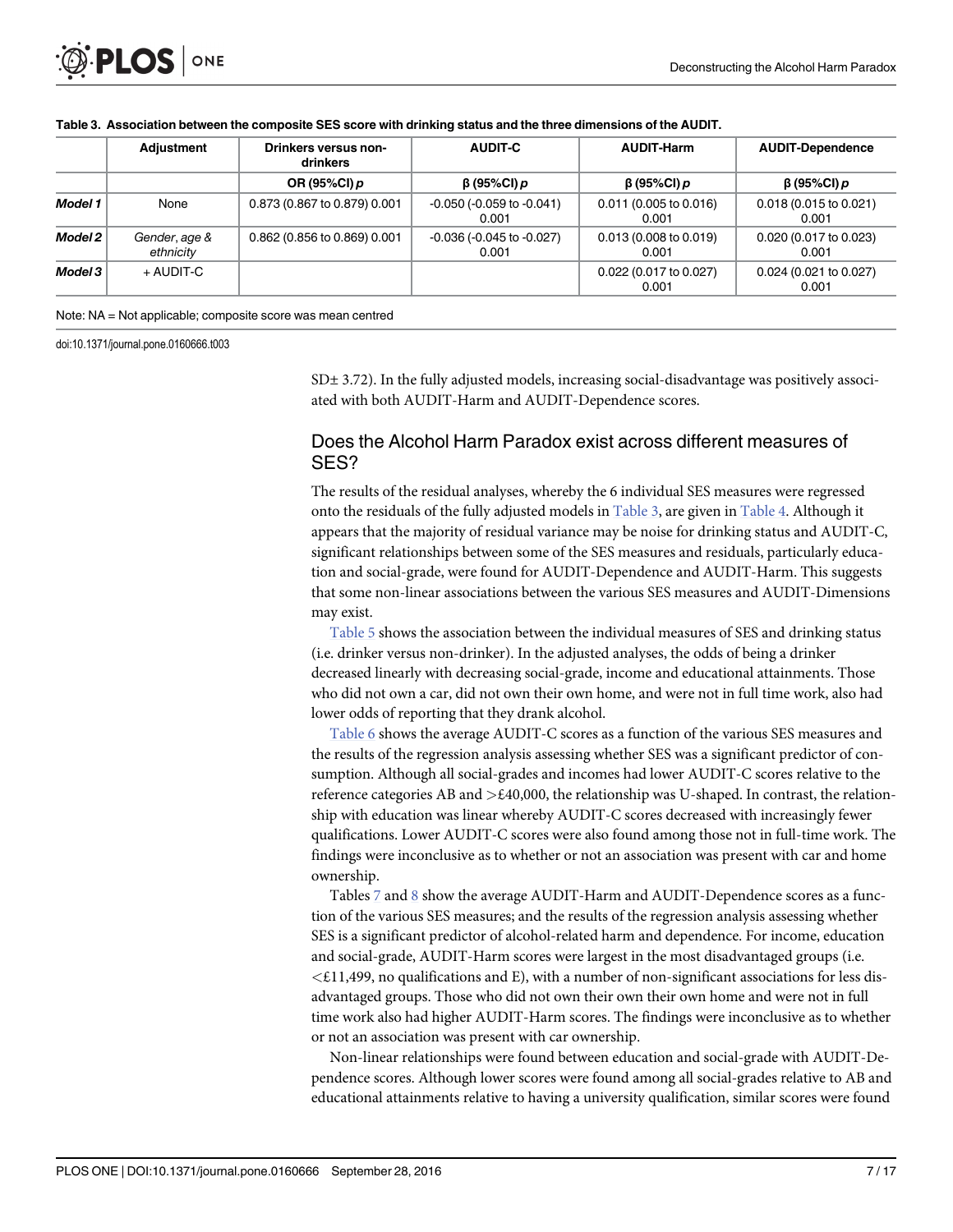**Table 3. Association between the composite SES score with drinking status and the three dimensions of the AUDIT.**

| | Adjustment | Drinkers versus non-drinkers | AUDIT-C | AUDIT-Harm | AUDIT-Dependence |
|---|---|---|---|---|---|
| | | OR (95%CI) *p* | β (95%CI) *p* | β (95%CI) *p* | β (95%CI) *p* |
| ***Model 1*** | None | 0.873 (0.867 to 0.879) 0.001 | -0.050 (-0.059 to -0.041) 0.001 | 0.011 (0.005 to 0.016) 0.001 | 0.018 (0.015 to 0.021) 0.001 |
| ***Model 2*** | *Gender, age & ethnicity* | 0.862 (0.856 to 0.869) 0.001 | -0.036 (-0.045 to -0.027) 0.001 | 0.013 (0.008 to 0.019) 0.001 | 0.020 (0.017 to 0.023) 0.001 |
| ***Model 3*** | + AUDIT-C | | | 0.022 (0.017 to 0.027) 0.001 | 0.024 (0.021 to 0.027) 0.001 |

Note: NA = Not applicable; composite score was mean centred

doi:10.1371/journal.pone.0160666.t003

SD± 3.72). In the fully adjusted models, increasing social-disadvantage was positively associated with both AUDIT-Harm and AUDIT-Dependence scores.

## Does the Alcohol Harm Paradox exist across different measures of SES?

The results of the residual analyses, whereby the 6 individual SES measures were regressed onto the residuals of the fully adjusted models in Table 3, are given in Table 4. Although it appears that the majority of residual variance may be noise for drinking status and AUDIT-C, significant relationships between some of the SES measures and residuals, particularly education and social-grade, were found for AUDIT-Dependence and AUDIT-Harm. This suggests that some non-linear associations between the various SES measures and AUDIT-Dimensions may exist.

Table 5 shows the association between the individual measures of SES and drinking status (i.e. drinker versus non-drinker). In the adjusted analyses, the odds of being a drinker decreased linearly with decreasing social-grade, income and educational attainments. Those who did not own a car, did not own their own home, and were not in full time work, also had lower odds of reporting that they drank alcohol.

Table 6 shows the average AUDIT-C scores as a function of the various SES measures and the results of the regression analysis assessing whether SES was a significant predictor of consumption. Although all social-grades and incomes had lower AUDIT-C scores relative to the reference categories AB and >£40,000, the relationship was U-shaped. In contrast, the relationship with education was linear whereby AUDIT-C scores decreased with increasingly fewer qualifications. Lower AUDIT-C scores were also found among those not in full-time work. The findings were inconclusive as to whether or not an association was present with car and home ownership.

Tables 7 and 8 show the average AUDIT-Harm and AUDIT-Dependence scores as a function of the various SES measures; and the results of the regression analysis assessing whether SES is a significant predictor of alcohol-related harm and dependence. For income, education and social-grade, AUDIT-Harm scores were largest in the most disadvantaged groups (i.e. <£11,499, no qualifications and E), with a number of non-significant associations for less disadvantaged groups. Those who did not own their own home and were not in full time work also had higher AUDIT-Harm scores. The findings were inconclusive as to whether or not an association was present with car ownership.

Non-linear relationships were found between education and social-grade with AUDIT-Dependence scores. Although lower scores were found among all social-grades relative to AB and educational attainments relative to having a university qualification, similar scores were found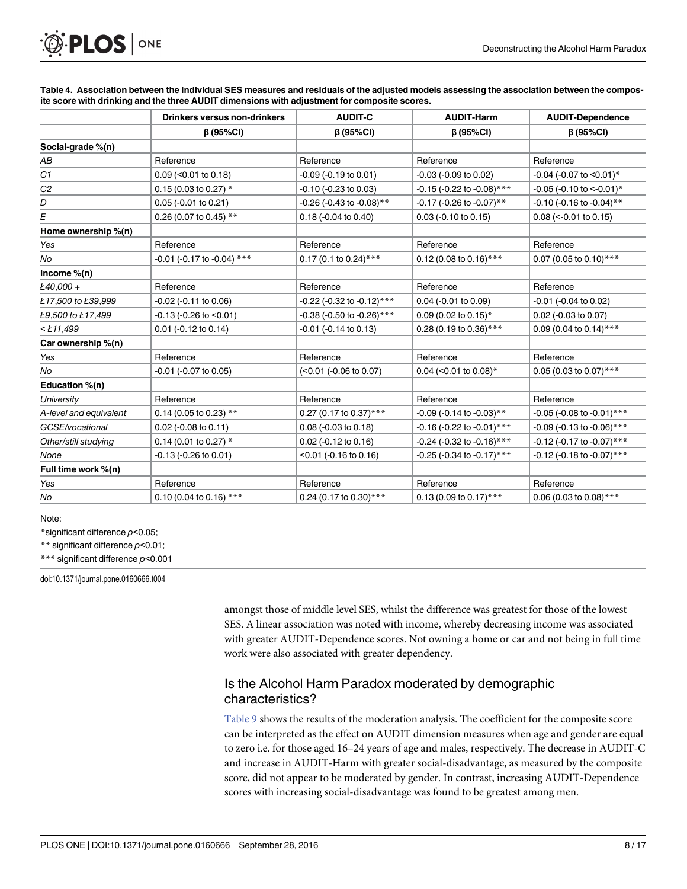**Table 4. Association between the individual SES measures and residuals of the adjusted models assessing the association between the composite score with drinking and the three AUDIT dimensions with adjustment for composite scores.**

| | Drinkers versus non-drinkers | AUDIT-C | AUDIT-Harm | AUDIT-Dependence |
|---|---|---|---|---|
| | β (95%CI) | β (95%CI) | β (95%CI) | β (95%CI) |
| **Social-grade %(n)** | | | | |
| *AB* | Reference | Reference | Reference | Reference |
| *C1* | 0.09 (<0.01 to 0.18) | -0.09 (-0.19 to 0.01) | -0.03 (-0.09 to 0.02) | -0.04 (-0.07 to <0.01)* |
| *C2* | 0.15 (0.03 to 0.27) * | -0.10 (-0.23 to 0.03) | -0.15 (-0.22 to -0.08)*** | -0.05 (-0.10 to <-0.01)* |
| *D* | 0.05 (-0.01 to 0.21) | -0.26 (-0.43 to -0.08)** | -0.17 (-0.26 to -0.07)** | -0.10 (-0.16 to -0.04)** |
| *E* | 0.26 (0.07 to 0.45) ** | 0.18 (-0.04 to 0.40) | 0.03 (-0.10 to 0.15) | 0.08 (<-0.01 to 0.15) |
| **Home ownership %(n)** | | | | |
| *Yes* | Reference | Reference | Reference | Reference |
| *No* | -0.01 (-0.17 to -0.04) *** | 0.17 (0.1 to 0.24)*** | 0.12 (0.08 to 0.16)*** | 0.07 (0.05 to 0.10)*** |
| **Income %(n)** | | | | |
| *Ł40,000 +* | Reference | Reference | Reference | Reference |
| *Ł17,500 to Ł39,999* | -0.02 (-0.11 to 0.06) | -0.22 (-0.32 to -0.12)*** | 0.04 (-0.01 to 0.09) | -0.01 (-0.04 to 0.02) |
| *Ł9,500 to Ł17,499* | -0.13 (-0.26 to <0.01) | -0.38 (-0.50 to -0.26)*** | 0.09 (0.02 to 0.15)* | 0.02 (-0.03 to 0.07) |
| *< Ł11,499* | 0.01 (-0.12 to 0.14) | -0.01 (-0.14 to 0.13) | 0.28 (0.19 to 0.36)*** | 0.09 (0.04 to 0.14)*** |
| **Car ownership %(n)** | | | | |
| *Yes* | Reference | Reference | Reference | Reference |
| *No* | -0.01 (-0.07 to 0.05) | (<0.01 (-0.06 to 0.07) | 0.04 (<0.01 to 0.08)* | 0.05 (0.03 to 0.07)*** |
| **Education %(n)** | | | | |
| *University* | Reference | Reference | Reference | Reference |
| *A-level and equivalent* | 0.14 (0.05 to 0.23) ** | 0.27 (0.17 to 0.37)*** | -0.09 (-0.14 to -0.03)** | -0.05 (-0.08 to -0.01)*** |
| *GCSE/vocational* | 0.02 (-0.08 to 0.11) | 0.08 (-0.03 to 0.18) | -0.16 (-0.22 to -0.01)*** | -0.09 (-0.13 to -0.06)*** |
| *Other/still studying* | 0.14 (0.01 to 0.27) * | 0.02 (-0.12 to 0.16) | -0.24 (-0.32 to -0.16)*** | -0.12 (-0.17 to -0.07)*** |
| *None* | -0.13 (-0.26 to 0.01) | <0.01 (-0.16 to 0.16) | -0.25 (-0.34 to -0.17)*** | -0.12 (-0.18 to -0.07)*** |
| **Full time work %(n)** | | | | |
| *Yes* | Reference | Reference | Reference | Reference |
| *No* | 0.10 (0.04 to 0.16) *** | 0.24 (0.17 to 0.30)*** | 0.13 (0.09 to 0.17)*** | 0.06 (0.03 to 0.08)*** |

Note:

*significant difference $p<0.05$;

** significant difference $p<0.01$;

*** significant difference $p<0.001$

doi:10.1371/journal.pone.0160666.t004

amongst those of middle level SES, whilst the difference was greatest for those of the lowest SES. A linear association was noted with income, whereby decreasing income was associated with greater AUDIT-Dependence scores. Not owning a home or car and not being in full time work were also associated with greater dependency.

## Is the Alcohol Harm Paradox moderated by demographic characteristics?

Table 9 shows the results of the moderation analysis. The coefficient for the composite score can be interpreted as the effect on AUDIT dimension measures when age and gender are equal to zero i.e. for those aged 16–24 years of age and males, respectively. The decrease in AUDIT-C and increase in AUDIT-Harm with greater social-disadvantage, as measured by the composite score, did not appear to be moderated by gender. In contrast, increasing AUDIT-Dependence scores with increasing social-disadvantage was found to be greatest among men.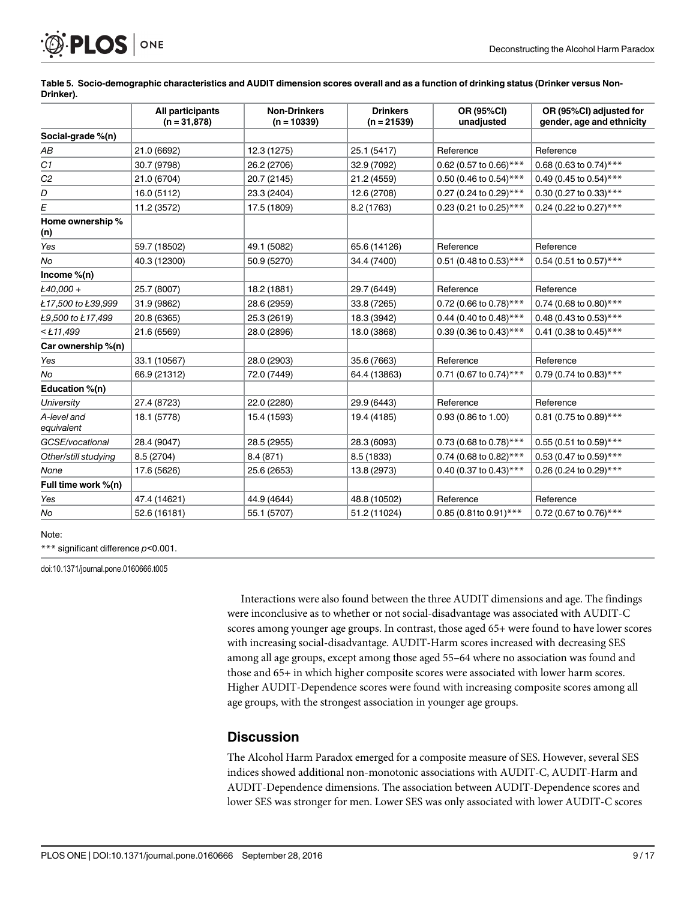**Table 5. Socio-demographic characteristics and AUDIT dimension scores overall and as a function of drinking status (Drinker versus Non-Drinker).**

| | All participants (n = 31,878) | Non-Drinkers (n = 10339) | Drinkers (n = 21539) | OR (95%CI) unadjusted | OR (95%CI) adjusted for gender, age and ethnicity |
|---|---|---|---|---|---|
| **Social-grade %(n)** | | | | | |
| *AB* | 21.0 (6692) | 12.3 (1275) | 25.1 (5417) | Reference | Reference |
| *C1* | 30.7 (9798) | 26.2 (2706) | 32.9 (7092) | 0.62 (0.57 to 0.66)*** | 0.68 (0.63 to 0.74)*** |
| *C2* | 21.0 (6704) | 20.7 (2145) | 21.2 (4559) | 0.50 (0.46 to 0.54)*** | 0.49 (0.45 to 0.54)*** |
| *D* | 16.0 (5112) | 23.3 (2404) | 12.6 (2708) | 0.27 (0.24 to 0.29)*** | 0.30 (0.27 to 0.33)*** |
| *E* | 11.2 (3572) | 17.5 (1809) | 8.2 (1763) | 0.23 (0.21 to 0.25)*** | 0.24 (0.22 to 0.27)*** |
| **Home ownership % (n)** | | | | | |
| *Yes* | 59.7 (18502) | 49.1 (5082) | 65.6 (14126) | Reference | Reference |
| *No* | 40.3 (12300) | 50.9 (5270) | 34.4 (7400) | 0.51 (0.48 to 0.53)*** | 0.54 (0.51 to 0.57)*** |
| **Income %(n)** | | | | | |
| *Ł40,000 +* | 25.7 (8007) | 18.2 (1881) | 29.7 (6449) | Reference | Reference |
| *Ł17,500 to Ł39,999* | 31.9 (9862) | 28.6 (2959) | 33.8 (7265) | 0.72 (0.66 to 0.78)*** | 0.74 (0.68 to 0.80)*** |
| *Ł9,500 to Ł17,499* | 20.8 (6365) | 25.3 (2619) | 18.3 (3942) | 0.44 (0.40 to 0.48)*** | 0.48 (0.43 to 0.53)*** |
| *< Ł11,499* | 21.6 (6569) | 28.0 (2896) | 18.0 (3868) | 0.39 (0.36 to 0.43)*** | 0.41 (0.38 to 0.45)*** |
| **Car ownership %(n)** | | | | | |
| *Yes* | 33.1 (10567) | 28.0 (2903) | 35.6 (7663) | Reference | Reference |
| *No* | 66.9 (21312) | 72.0 (7449) | 64.4 (13863) | 0.71 (0.67 to 0.74)*** | 0.79 (0.74 to 0.83)*** |
| **Education %(n)** | | | | | |
| *University* | 27.4 (8723) | 22.0 (2280) | 29.9 (6443) | Reference | Reference |
| *A-level and equivalent* | 18.1 (5778) | 15.4 (1593) | 19.4 (4185) | 0.93 (0.86 to 1.00) | 0.81 (0.75 to 0.89)*** |
| *GCSE/vocational* | 28.4 (9047) | 28.5 (2955) | 28.3 (6093) | 0.73 (0.68 to 0.78)*** | 0.55 (0.51 to 0.59)*** |
| *Other/still studying* | 8.5 (2704) | 8.4 (871) | 8.5 (1833) | 0.74 (0.68 to 0.82)*** | 0.53 (0.47 to 0.59)*** |
| *None* | 17.6 (5626) | 25.6 (2653) | 13.8 (2973) | 0.40 (0.37 to 0.43)*** | 0.26 (0.24 to 0.29)*** |
| **Full time work %(n)** | | | | | |
| *Yes* | 47.4 (14621) | 44.9 (4644) | 48.8 (10502) | Reference | Reference |
| *No* | 52.6 (16181) | 55.1 (5707) | 51.2 (11024) | 0.85 (0.81to 0.91)*** | 0.72 (0.67 to 0.76)*** |

Note:

*** significant difference $p$<0.001.

doi:10.1371/journal.pone.0160666.t005

Interactions were also found between the three AUDIT dimensions and age. The findings were inconclusive as to whether or not social-disadvantage was associated with AUDIT-C scores among younger age groups. In contrast, those aged 65+ were found to have lower scores with increasing social-disadvantage. AUDIT-Harm scores increased with decreasing SES among all age groups, except among those aged 55–64 where no association was found and those and 65+ in which higher composite scores were associated with lower harm scores. Higher AUDIT-Dependence scores were found with increasing composite scores among all age groups, with the strongest association in younger age groups.

## Discussion

The Alcohol Harm Paradox emerged for a composite measure of SES. However, several SES indices showed additional non-monotonic associations with AUDIT-C, AUDIT-Harm and AUDIT-Dependence dimensions. The association between AUDIT-Dependence scores and lower SES was stronger for men. Lower SES was only associated with lower AUDIT-C scores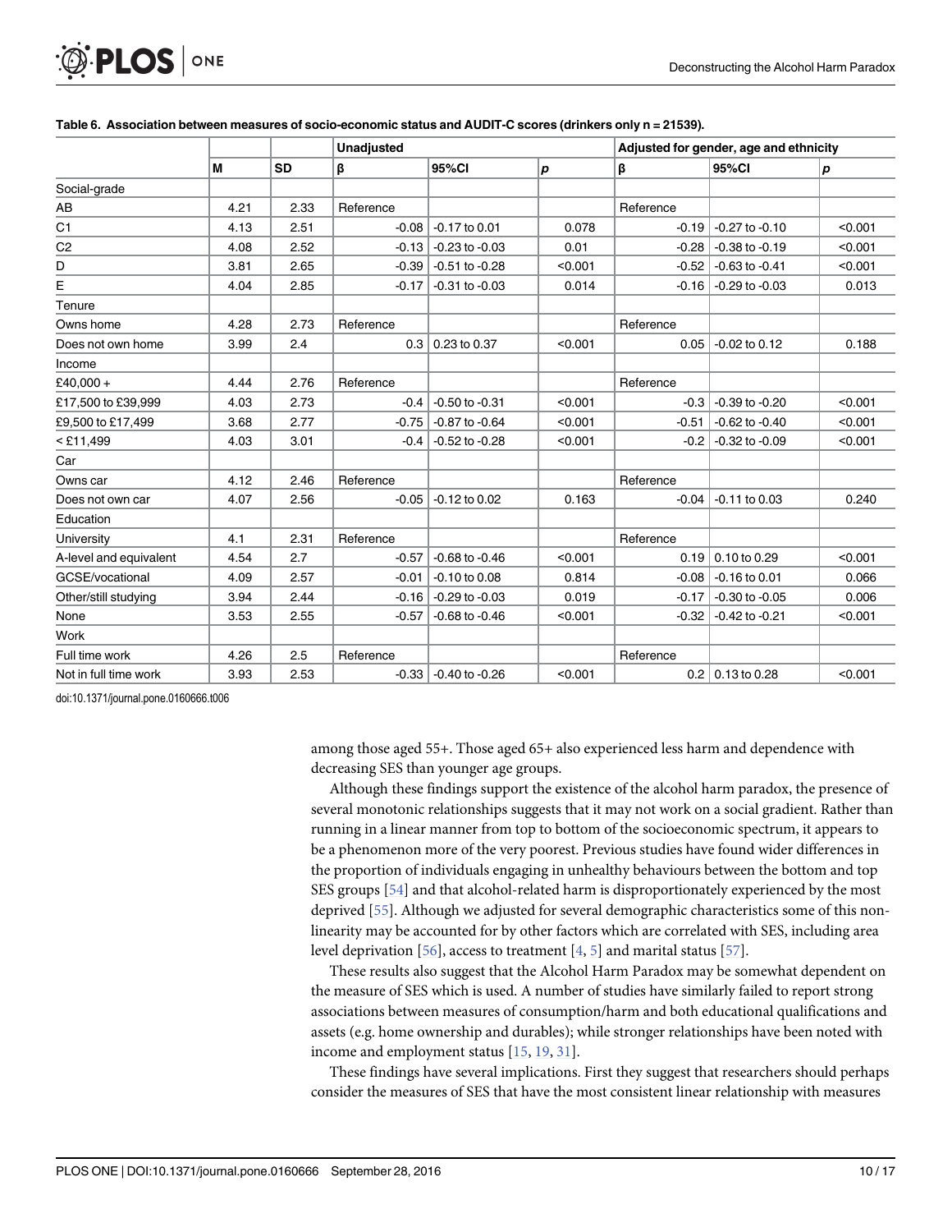**Table 6. Association between measures of socio-economic status and AUDIT-C scores (drinkers only n = 21539).**

| | | | Unadjusted | | | Adjusted for gender, age and ethnicity | | |
|---|---|---|---|---|---|---|---|---|
| | M | SD | β | 95%CI | *p* | β | 95%CI | *p* |
| Social-grade | | | | | | | | |
| AB | 4.21 | 2.33 | Reference | | | Reference | | |
| C1 | 4.13 | 2.51 | -0.08 | -0.17 to 0.01 | 0.078 | -0.19 | -0.27 to -0.10 | <0.001 |
| C2 | 4.08 | 2.52 | -0.13 | -0.23 to -0.03 | 0.01 | -0.28 | -0.38 to -0.19 | <0.001 |
| D | 3.81 | 2.65 | -0.39 | -0.51 to -0.28 | <0.001 | -0.52 | -0.63 to -0.41 | <0.001 |
| E | 4.04 | 2.85 | -0.17 | -0.31 to -0.03 | 0.014 | -0.16 | -0.29 to -0.03 | 0.013 |
| Tenure | | | | | | | | |
| Owns home | 4.28 | 2.73 | Reference | | | Reference | | |
| Does not own home | 3.99 | 2.4 | 0.3 | 0.23 to 0.37 | <0.001 | 0.05 | -0.02 to 0.12 | 0.188 |
| Income | | | | | | | | |
| £40,000 + | 4.44 | 2.76 | Reference | | | Reference | | |
| £17,500 to £39,999 | 4.03 | 2.73 | -0.4 | -0.50 to -0.31 | <0.001 | -0.3 | -0.39 to -0.20 | <0.001 |
| £9,500 to £17,499 | 3.68 | 2.77 | -0.75 | -0.87 to -0.64 | <0.001 | -0.51 | -0.62 to -0.40 | <0.001 |
| < £11,499 | 4.03 | 3.01 | -0.4 | -0.52 to -0.28 | <0.001 | -0.2 | -0.32 to -0.09 | <0.001 |
| Car | | | | | | | | |
| Owns car | 4.12 | 2.46 | Reference | | | Reference | | |
| Does not own car | 4.07 | 2.56 | -0.05 | -0.12 to 0.02 | 0.163 | -0.04 | -0.11 to 0.03 | 0.240 |
| Education | | | | | | | | |
| University | 4.1 | 2.31 | Reference | | | Reference | | |
| A-level and equivalent | 4.54 | 2.7 | -0.57 | -0.68 to -0.46 | <0.001 | 0.19 | 0.10 to 0.29 | <0.001 |
| GCSE/vocational | 4.09 | 2.57 | -0.01 | -0.10 to 0.08 | 0.814 | -0.08 | -0.16 to 0.01 | 0.066 |
| Other/still studying | 3.94 | 2.44 | -0.16 | -0.29 to -0.03 | 0.019 | -0.17 | -0.30 to -0.05 | 0.006 |
| None | 3.53 | 2.55 | -0.57 | -0.68 to -0.46 | <0.001 | -0.32 | -0.42 to -0.21 | <0.001 |
| Work | | | | | | | | |
| Full time work | 4.26 | 2.5 | Reference | | | Reference | | |
| Not in full time work | 3.93 | 2.53 | -0.33 | -0.40 to -0.26 | <0.001 | 0.2 | 0.13 to 0.28 | <0.001 |

doi:10.1371/journal.pone.0160666.t006

among those aged 55+. Those aged 65+ also experienced less harm and dependence with decreasing SES than younger age groups.

Although these findings support the existence of the alcohol harm paradox, the presence of several monotonic relationships suggests that it may not work on a social gradient. Rather than running in a linear manner from top to bottom of the socioeconomic spectrum, it appears to be a phenomenon more of the very poorest. Previous studies have found wider differences in the proportion of individuals engaging in unhealthy behaviours between the bottom and top SES groups [54] and that alcohol-related harm is disproportionately experienced by the most deprived [55]. Although we adjusted for several demographic characteristics some of this non-linearity may be accounted for by other factors which are correlated with SES, including area level deprivation [56], access to treatment [4, 5] and marital status [57].

These results also suggest that the Alcohol Harm Paradox may be somewhat dependent on the measure of SES which is used. A number of studies have similarly failed to report strong associations between measures of consumption/harm and both educational qualifications and assets (e.g. home ownership and durables); while stronger relationships have been noted with income and employment status [15, 19, 31].

These findings have several implications. First they suggest that researchers should perhaps consider the measures of SES that have the most consistent linear relationship with measures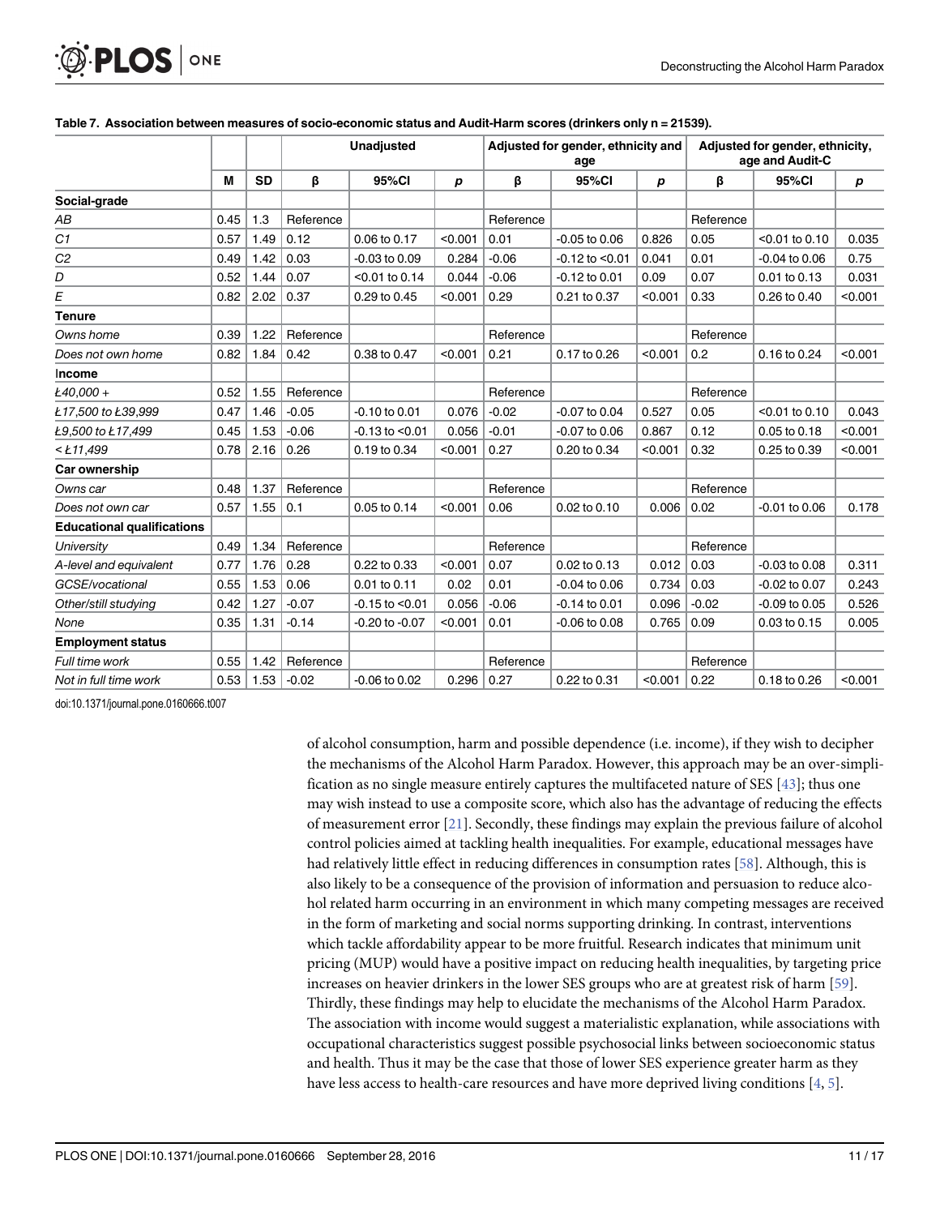**Table 7. Association between measures of socio-economic status and Audit-Harm scores (drinkers only n = 21539).**

| | | | Unadjusted | | | Adjusted for gender, ethnicity and age | | | Adjusted for gender, ethnicity, age and Audit-C | | |
|---|---|---|---|---|---|---|---|---|---|---|---|
| | M | SD | β | 95%CI | p | β | 95%CI | p | β | 95%CI | p |
| **Social-grade** | | | | | | | | | | | |
| *AB* | 0.45 | 1.3 | Reference | | | Reference | | | Reference | | |
| *C1* | 0.57 | 1.49 | 0.12 | 0.06 to 0.17 | <0.001 | 0.01 | -0.05 to 0.06 | 0.826 | 0.05 | <0.01 to 0.10 | 0.035 |
| *C2* | 0.49 | 1.42 | 0.03 | -0.03 to 0.09 | 0.284 | -0.06 | -0.12 to <0.01 | 0.041 | 0.01 | -0.04 to 0.06 | 0.75 |
| *D* | 0.52 | 1.44 | 0.07 | <0.01 to 0.14 | 0.044 | -0.06 | -0.12 to 0.01 | 0.09 | 0.07 | 0.01 to 0.13 | 0.031 |
| *E* | 0.82 | 2.02 | 0.37 | 0.29 to 0.45 | <0.001 | 0.29 | 0.21 to 0.37 | <0.001 | 0.33 | 0.26 to 0.40 | <0.001 |
| **Tenure** | | | | | | | | | | | |
| *Owns home* | 0.39 | 1.22 | Reference | | | Reference | | | Reference | | |
| *Does not own home* | 0.82 | 1.84 | 0.42 | 0.38 to 0.47 | <0.001 | 0.21 | 0.17 to 0.26 | <0.001 | 0.2 | 0.16 to 0.24 | <0.001 |
| **Income** | | | | | | | | | | | |
| *£40,000 +* | 0.52 | 1.55 | Reference | | | Reference | | | Reference | | |
| *£17,500 to £39,999* | 0.47 | 1.46 | -0.05 | -0.10 to 0.01 | 0.076 | -0.02 | -0.07 to 0.04 | 0.527 | 0.05 | <0.01 to 0.10 | 0.043 |
| *£9,500 to £17,499* | 0.45 | 1.53 | -0.06 | -0.13 to <0.01 | 0.056 | -0.01 | -0.07 to 0.06 | 0.867 | 0.12 | 0.05 to 0.18 | <0.001 |
| *< £11,499* | 0.78 | 2.16 | 0.26 | 0.19 to 0.34 | <0.001 | 0.27 | 0.20 to 0.34 | <0.001 | 0.32 | 0.25 to 0.39 | <0.001 |
| **Car ownership** | | | | | | | | | | | |
| *Owns car* | 0.48 | 1.37 | Reference | | | Reference | | | Reference | | |
| *Does not own car* | 0.57 | 1.55 | 0.1 | 0.05 to 0.14 | <0.001 | 0.06 | 0.02 to 0.10 | 0.006 | 0.02 | -0.01 to 0.06 | 0.178 |
| **Educational qualifications** | | | | | | | | | | | |
| *University* | 0.49 | 1.34 | Reference | | | Reference | | | Reference | | |
| *A-level and equivalent* | 0.77 | 1.76 | 0.28 | 0.22 to 0.33 | <0.001 | 0.07 | 0.02 to 0.13 | 0.012 | 0.03 | -0.03 to 0.08 | 0.311 |
| *GCSE/vocational* | 0.55 | 1.53 | 0.06 | 0.01 to 0.11 | 0.02 | 0.01 | -0.04 to 0.06 | 0.734 | 0.03 | -0.02 to 0.07 | 0.243 |
| *Other/still studying* | 0.42 | 1.27 | -0.07 | -0.15 to <0.01 | 0.056 | -0.06 | -0.14 to 0.01 | 0.096 | -0.02 | -0.09 to 0.05 | 0.526 |
| *None* | 0.35 | 1.31 | -0.14 | -0.20 to -0.07 | <0.001 | 0.01 | -0.06 to 0.08 | 0.765 | 0.09 | 0.03 to 0.15 | 0.005 |
| **Employment status** | | | | | | | | | | | |
| *Full time work* | 0.55 | 1.42 | Reference | | | Reference | | | Reference | | |
| *Not in full time work* | 0.53 | 1.53 | -0.02 | -0.06 to 0.02 | 0.296 | 0.27 | 0.22 to 0.31 | <0.001 | 0.22 | 0.18 to 0.26 | <0.001 |

doi:10.1371/journal.pone.0160666.t007

of alcohol consumption, harm and possible dependence (i.e. income), if they wish to decipher the mechanisms of the Alcohol Harm Paradox. However, this approach may be an over-simplification as no single measure entirely captures the multifaceted nature of SES [43]; thus one may wish instead to use a composite score, which also has the advantage of reducing the effects of measurement error [21]. Secondly, these findings may explain the previous failure of alcohol control policies aimed at tackling health inequalities. For example, educational messages have had relatively little effect in reducing differences in consumption rates [58]. Although, this is also likely to be a consequence of the provision of information and persuasion to reduce alcohol related harm occurring in an environment in which many competing messages are received in the form of marketing and social norms supporting drinking. In contrast, interventions which tackle affordability appear to be more fruitful. Research indicates that minimum unit pricing (MUP) would have a positive impact on reducing health inequalities, by targeting price increases on heavier drinkers in the lower SES groups who are at greatest risk of harm [59]. Thirdly, these findings may help to elucidate the mechanisms of the Alcohol Harm Paradox. The association with income would suggest a materialistic explanation, while associations with occupational characteristics suggest possible psychosocial links between socioeconomic status and health. Thus it may be the case that those of lower SES experience greater harm as they have less access to health-care resources and have more deprived living conditions [4, 5].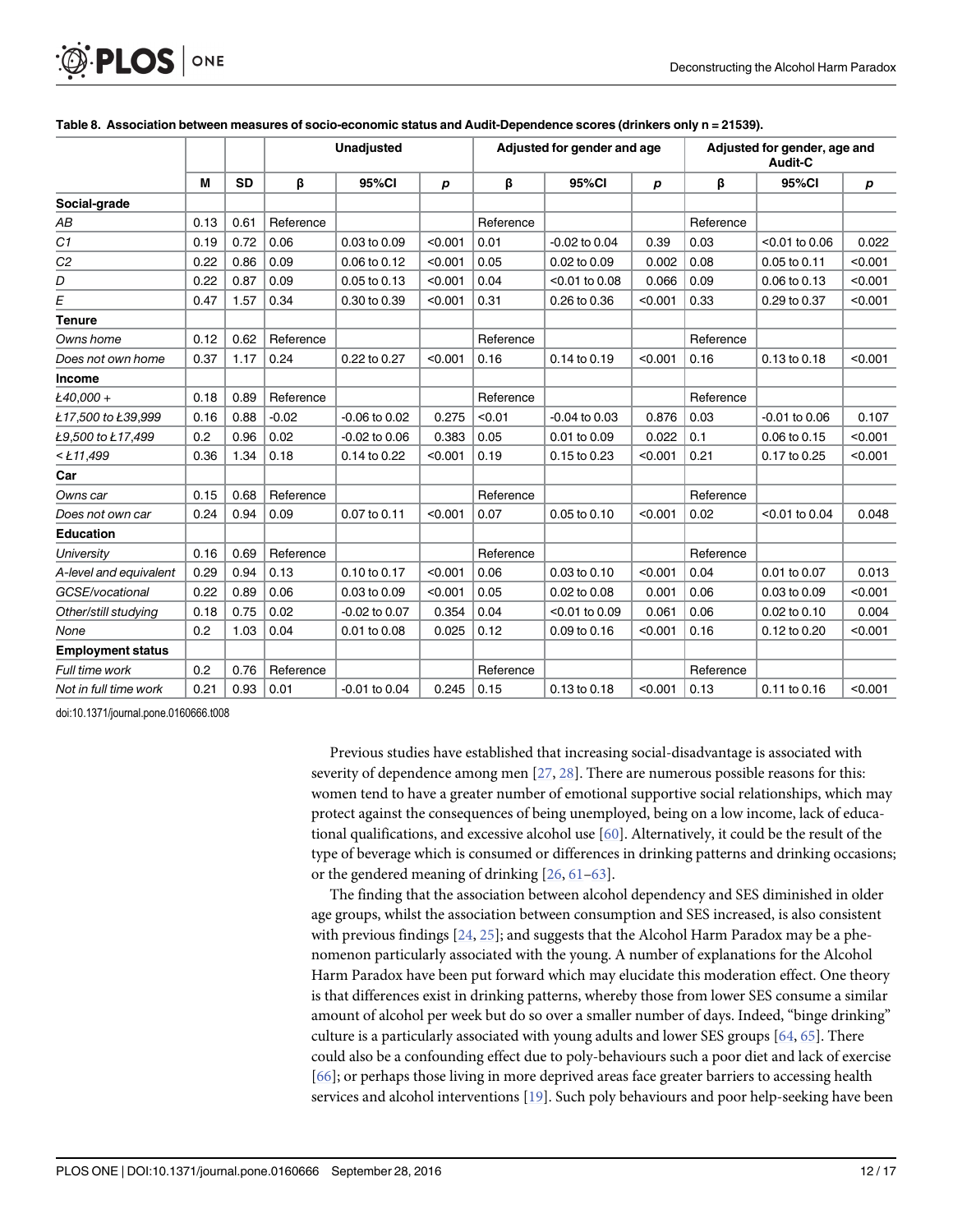**Table 8. Association between measures of socio-economic status and Audit-Dependence scores (drinkers only n = 21539).**

| | M | SD | Unadjusted | | | Adjusted for gender and age | | | Adjusted for gender, age and Audit-C | | |
|---|---|---|---|---|---|---|---|---|---|---|---|
| | | | β | 95%CI | p | β | 95%CI | p | β | 95%CI | p |
| **Social-grade** | | | | | | | | | | | |
| *AB* | 0.13 | 0.61 | Reference | | | Reference | | | Reference | | |
| *C1* | 0.19 | 0.72 | 0.06 | 0.03 to 0.09 | <0.001 | 0.01 | -0.02 to 0.04 | 0.39 | 0.03 | <0.01 to 0.06 | 0.022 |
| *C2* | 0.22 | 0.86 | 0.09 | 0.06 to 0.12 | <0.001 | 0.05 | 0.02 to 0.09 | 0.002 | 0.08 | 0.05 to 0.11 | <0.001 |
| *D* | 0.22 | 0.87 | 0.09 | 0.05 to 0.13 | <0.001 | 0.04 | <0.01 to 0.08 | 0.066 | 0.09 | 0.06 to 0.13 | <0.001 |
| *E* | 0.47 | 1.57 | 0.34 | 0.30 to 0.39 | <0.001 | 0.31 | 0.26 to 0.36 | <0.001 | 0.33 | 0.29 to 0.37 | <0.001 |
| **Tenure** | | | | | | | | | | | |
| *Owns home* | 0.12 | 0.62 | Reference | | | Reference | | | Reference | | |
| *Does not own home* | 0.37 | 1.17 | 0.24 | 0.22 to 0.27 | <0.001 | 0.16 | 0.14 to 0.19 | <0.001 | 0.16 | 0.13 to 0.18 | <0.001 |
| **Income** | | | | | | | | | | | |
| *£40,000 +* | 0.18 | 0.89 | Reference | | | Reference | | | Reference | | |
| *£17,500 to £39,999* | 0.16 | 0.88 | -0.02 | -0.06 to 0.02 | 0.275 | <0.01 | -0.04 to 0.03 | 0.876 | 0.03 | -0.01 to 0.06 | 0.107 |
| *£9,500 to £17,499* | 0.2 | 0.96 | 0.02 | -0.02 to 0.06 | 0.383 | 0.05 | 0.01 to 0.09 | 0.022 | 0.1 | 0.06 to 0.15 | <0.001 |
| *< £11,499* | 0.36 | 1.34 | 0.18 | 0.14 to 0.22 | <0.001 | 0.19 | 0.15 to 0.23 | <0.001 | 0.21 | 0.17 to 0.25 | <0.001 |
| **Car** | | | | | | | | | | | |
| *Owns car* | 0.15 | 0.68 | Reference | | | Reference | | | Reference | | |
| *Does not own car* | 0.24 | 0.94 | 0.09 | 0.07 to 0.11 | <0.001 | 0.07 | 0.05 to 0.10 | <0.001 | 0.02 | <0.01 to 0.04 | 0.048 |
| **Education** | | | | | | | | | | | |
| *University* | 0.16 | 0.69 | Reference | | | Reference | | | Reference | | |
| *A-level and equivalent* | 0.29 | 0.94 | 0.13 | 0.10 to 0.17 | <0.001 | 0.06 | 0.03 to 0.10 | <0.001 | 0.04 | 0.01 to 0.07 | 0.013 |
| *GCSE/vocational* | 0.22 | 0.89 | 0.06 | 0.03 to 0.09 | <0.001 | 0.05 | 0.02 to 0.08 | 0.001 | 0.06 | 0.03 to 0.09 | <0.001 |
| *Other/still studying* | 0.18 | 0.75 | 0.02 | -0.02 to 0.07 | 0.354 | 0.04 | <0.01 to 0.09 | 0.061 | 0.06 | 0.02 to 0.10 | 0.004 |
| *None* | 0.2 | 1.03 | 0.04 | 0.01 to 0.08 | 0.025 | 0.12 | 0.09 to 0.16 | <0.001 | 0.16 | 0.12 to 0.20 | <0.001 |
| **Employment status** | | | | | | | | | | | |
| *Full time work* | 0.2 | 0.76 | Reference | | | Reference | | | Reference | | |
| *Not in full time work* | 0.21 | 0.93 | 0.01 | -0.01 to 0.04 | 0.245 | 0.15 | 0.13 to 0.18 | <0.001 | 0.13 | 0.11 to 0.16 | <0.001 |

doi:10.1371/journal.pone.0160666.t008

Previous studies have established that increasing social-disadvantage is associated with severity of dependence among men [27, 28]. There are numerous possible reasons for this: women tend to have a greater number of emotional supportive social relationships, which may protect against the consequences of being unemployed, being on a low income, lack of educational qualifications, and excessive alcohol use [60]. Alternatively, it could be the result of the type of beverage which is consumed or differences in drinking patterns and drinking occasions; or the gendered meaning of drinking [26, 61–63].

The finding that the association between alcohol dependency and SES diminished in older age groups, whilst the association between consumption and SES increased, is also consistent with previous findings [24, 25]; and suggests that the Alcohol Harm Paradox may be a phenomenon particularly associated with the young. A number of explanations for the Alcohol Harm Paradox have been put forward which may elucidate this moderation effect. One theory is that differences exist in drinking patterns, whereby those from lower SES consume a similar amount of alcohol per week but do so over a smaller number of days. Indeed, "binge drinking" culture is a particularly associated with young adults and lower SES groups [64, 65]. There could also be a confounding effect due to poly-behaviours such a poor diet and lack of exercise [66]; or perhaps those living in more deprived areas face greater barriers to accessing health services and alcohol interventions [19]. Such poly behaviours and poor help-seeking have been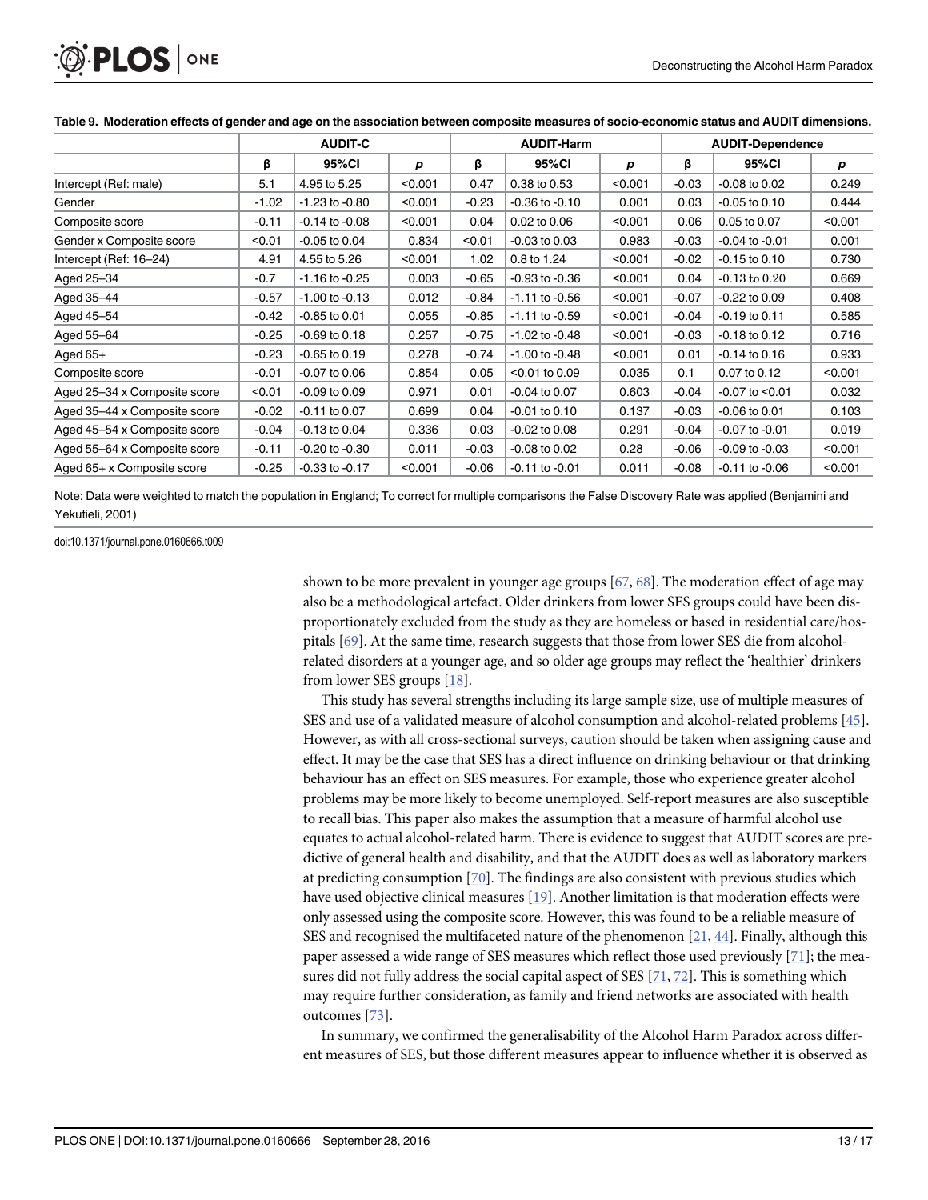**Table 9. Moderation effects of gender and age on the association between composite measures of socio-economic status and AUDIT dimensions.**

| | AUDIT-C | | | AUDIT-Harm | | | AUDIT-Dependence | | |
|---|---|---|---|---|---|---|---|---|---|
| | β | 95%CI | p | β | 95%CI | p | β | 95%CI | p |
| Intercept (Ref: male) | 5.1 | 4.95 to 5.25 | <0.001 | 0.47 | 0.38 to 0.53 | <0.001 | -0.03 | -0.08 to 0.02 | 0.249 |
| Gender | -1.02 | -1.23 to -0.80 | <0.001 | -0.23 | -0.36 to -0.10 | 0.001 | 0.03 | -0.05 to 0.10 | 0.444 |
| Composite score | -0.11 | -0.14 to -0.08 | <0.001 | 0.04 | 0.02 to 0.06 | <0.001 | 0.06 | 0.05 to 0.07 | <0.001 |
| Gender x Composite score | <0.01 | -0.05 to 0.04 | 0.834 | <0.01 | -0.03 to 0.03 | 0.983 | -0.03 | -0.04 to -0.01 | 0.001 |
| Intercept (Ref: 16–24) | 4.91 | 4.55 to 5.26 | <0.001 | 1.02 | 0.8 to 1.24 | <0.001 | -0.02 | -0.15 to 0.10 | 0.730 |
| Aged 25–34 | -0.7 | -1.16 to -0.25 | 0.003 | -0.65 | -0.93 to -0.36 | <0.001 | 0.04 | -0.13 to 0.20 | 0.669 |
| Aged 35–44 | -0.57 | -1.00 to -0.13 | 0.012 | -0.84 | -1.11 to -0.56 | <0.001 | -0.07 | -0.22 to 0.09 | 0.408 |
| Aged 45–54 | -0.42 | -0.85 to 0.01 | 0.055 | -0.85 | -1.11 to -0.59 | <0.001 | -0.04 | -0.19 to 0.11 | 0.585 |
| Aged 55–64 | -0.25 | -0.69 to 0.18 | 0.257 | -0.75 | -1.02 to -0.48 | <0.001 | -0.03 | -0.18 to 0.12 | 0.716 |
| Aged 65+ | -0.23 | -0.65 to 0.19 | 0.278 | -0.74 | -1.00 to -0.48 | <0.001 | 0.01 | -0.14 to 0.16 | 0.933 |
| Composite score | -0.01 | -0.07 to 0.06 | 0.854 | 0.05 | <0.01 to 0.09 | 0.035 | 0.1 | 0.07 to 0.12 | <0.001 |
| Aged 25–34 x Composite score | <0.01 | -0.09 to 0.09 | 0.971 | 0.01 | -0.04 to 0.07 | 0.603 | -0.04 | -0.07 to <0.01 | 0.032 |
| Aged 35–44 x Composite score | -0.02 | -0.11 to 0.07 | 0.699 | 0.04 | -0.01 to 0.10 | 0.137 | -0.03 | -0.06 to 0.01 | 0.103 |
| Aged 45–54 x Composite score | -0.04 | -0.13 to 0.04 | 0.336 | 0.03 | -0.02 to 0.08 | 0.291 | -0.04 | -0.07 to -0.01 | 0.019 |
| Aged 55–64 x Composite score | -0.11 | -0.20 to -0.30 | 0.011 | -0.03 | -0.08 to 0.02 | 0.28 | -0.06 | -0.09 to -0.03 | <0.001 |
| Aged 65+ x Composite score | -0.25 | -0.33 to -0.17 | <0.001 | -0.06 | -0.11 to -0.01 | 0.011 | -0.08 | -0.11 to -0.06 | <0.001 |

Note: Data were weighted to match the population in England; To correct for multiple comparisons the False Discovery Rate was applied (Benjamini and Yekutieli, 2001)

doi:10.1371/journal.pone.0160666.t009

shown to be more prevalent in younger age groups [67, 68]. The moderation effect of age may also be a methodological artefact. Older drinkers from lower SES groups could have been disproportionately excluded from the study as they are homeless or based in residential care/hospitals [69]. At the same time, research suggests that those from lower SES die from alcohol-related disorders at a younger age, and so older age groups may reflect the 'healthier' drinkers from lower SES groups [18].

This study has several strengths including its large sample size, use of multiple measures of SES and use of a validated measure of alcohol consumption and alcohol-related problems [45]. However, as with all cross-sectional surveys, caution should be taken when assigning cause and effect. It may be the case that SES has a direct influence on drinking behaviour or that drinking behaviour has an effect on SES measures. For example, those who experience greater alcohol problems may be more likely to become unemployed. Self-report measures are also susceptible to recall bias. This paper also makes the assumption that a measure of harmful alcohol use equates to actual alcohol-related harm. There is evidence to suggest that AUDIT scores are predictive of general health and disability, and that the AUDIT does as well as laboratory markers at predicting consumption [70]. The findings are also consistent with previous studies which have used objective clinical measures [19]. Another limitation is that moderation effects were only assessed using the composite score. However, this was found to be a reliable measure of SES and recognised the multifaceted nature of the phenomenon [21, 44]. Finally, although this paper assessed a wide range of SES measures which reflect those used previously [71]; the measures did not fully address the social capital aspect of SES [71, 72]. This is something which may require further consideration, as family and friend networks are associated with health outcomes [73].

In summary, we confirmed the generalisability of the Alcohol Harm Paradox across different measures of SES, but those different measures appear to influence whether it is observed as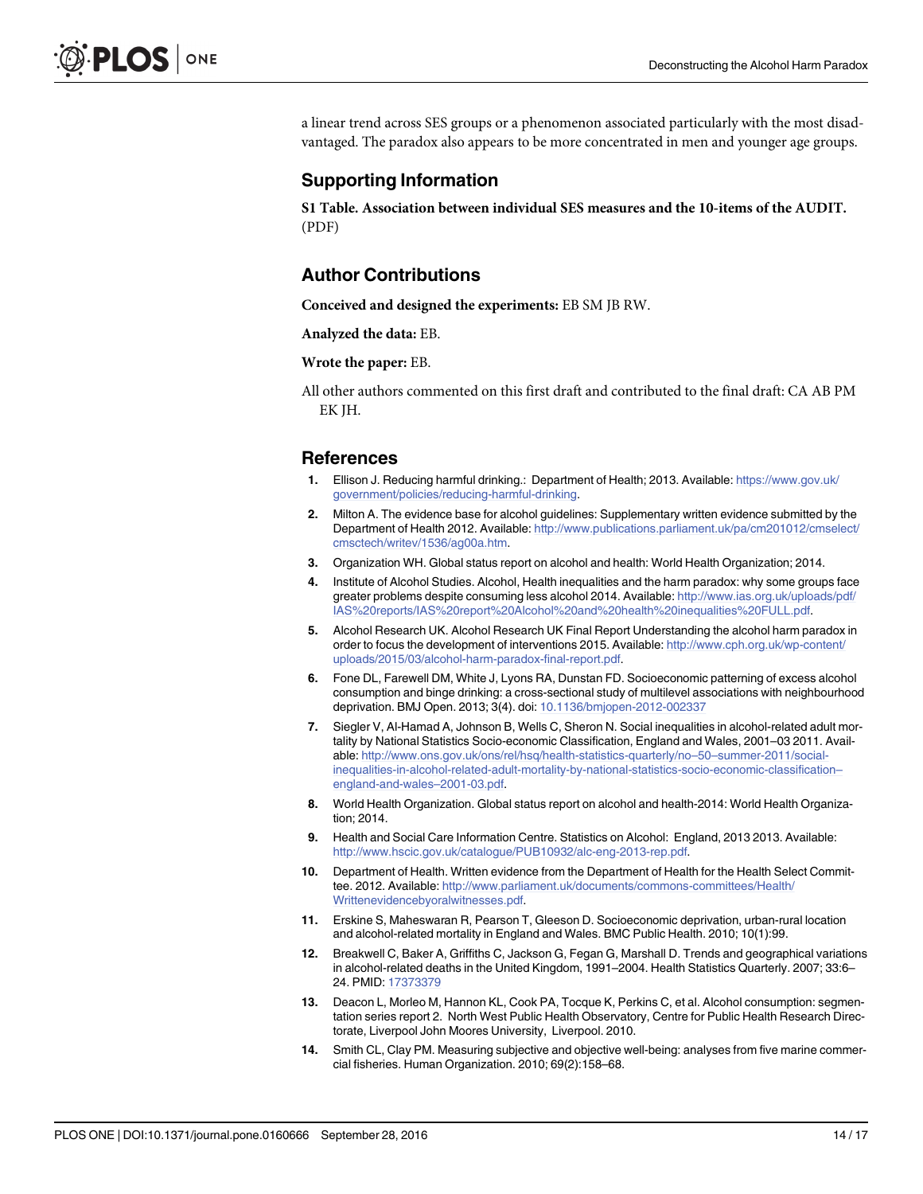a linear trend across SES groups or a phenomenon associated particularly with the most disadvantaged. The paradox also appears to be more concentrated in men and younger age groups.

## Supporting Information

**S1 Table. Association between individual SES measures and the 10-items of the AUDIT.** (PDF)

## Author Contributions

**Conceived and designed the experiments:** EB SM JB RW.

**Analyzed the data:** EB.

**Wrote the paper:** EB.

All other authors commented on this first draft and contributed to the final draft: CA AB PM EK JH.

## References

1. Ellison J. Reducing harmful drinking.: Department of Health; 2013. Available: https://www.gov.uk/government/policies/reducing-harmful-drinking.
2. Milton A. The evidence base for alcohol guidelines: Supplementary written evidence submitted by the Department of Health 2012. Available: http://www.publications.parliament.uk/pa/cm201012/cmselect/cmsctech/writev/1536/ag00a.htm.
3. Organization WH. Global status report on alcohol and health: World Health Organization; 2014.
4. Institute of Alcohol Studies. Alcohol, Health inequalities and the harm paradox: why some groups face greater problems despite consuming less alcohol 2014. Available: http://www.ias.org.uk/uploads/pdf/IAS%20reports/IAS%20report%20Alcohol%20and%20health%20inequalities%20FULL.pdf.
5. Alcohol Research UK. Alcohol Research UK Final Report Understanding the alcohol harm paradox in order to focus the development of interventions 2015. Available: http://www.cph.org.uk/wp-content/uploads/2015/03/alcohol-harm-paradox-final-report.pdf.
6. Fone DL, Farewell DM, White J, Lyons RA, Dunstan FD. Socioeconomic patterning of excess alcohol consumption and binge drinking: a cross-sectional study of multilevel associations with neighbourhood deprivation. BMJ Open. 2013; 3(4). doi: 10.1136/bmjopen-2012-002337
7. Siegler V, Al-Hamad A, Johnson B, Wells C, Sheron N. Social inequalities in alcohol-related adult mortality by National Statistics Socio-economic Classification, England and Wales, 2001–03 2011. Available: http://www.ons.gov.uk/ons/rel/hsq/health-statistics-quarterly/no–50–summer-2011/social-inequalities-in-alcohol-related-adult-mortality-by-national-statistics-socio-economic-classification–england-and-wales–2001-03.pdf.
8. World Health Organization. Global status report on alcohol and health-2014: World Health Organization; 2014.
9. Health and Social Care Information Centre. Statistics on Alcohol: England, 2013 2013. Available: http://www.hscic.gov.uk/catalogue/PUB10932/alc-eng-2013-rep.pdf.
10. Department of Health. Written evidence from the Department of Health for the Health Select Committee. 2012. Available: http://www.parliament.uk/documents/commons-committees/Health/Writtenevidencebyoralwitnesses.pdf.
11. Erskine S, Maheswaran R, Pearson T, Gleeson D. Socioeconomic deprivation, urban-rural location and alcohol-related mortality in England and Wales. BMC Public Health. 2010; 10(1):99.
12. Breakwell C, Baker A, Griffiths C, Jackson G, Fegan G, Marshall D. Trends and geographical variations in alcohol-related deaths in the United Kingdom, 1991–2004. Health Statistics Quarterly. 2007; 33:6–24. PMID: 17373379
13. Deacon L, Morleo M, Hannon KL, Cook PA, Tocque K, Perkins C, et al. Alcohol consumption: segmentation series report 2. North West Public Health Observatory, Centre for Public Health Research Directorate, Liverpool John Moores University, Liverpool. 2010.
14. Smith CL, Clay PM. Measuring subjective and objective well-being: analyses from five marine commercial fisheries. Human Organization. 2010; 69(2):158–68.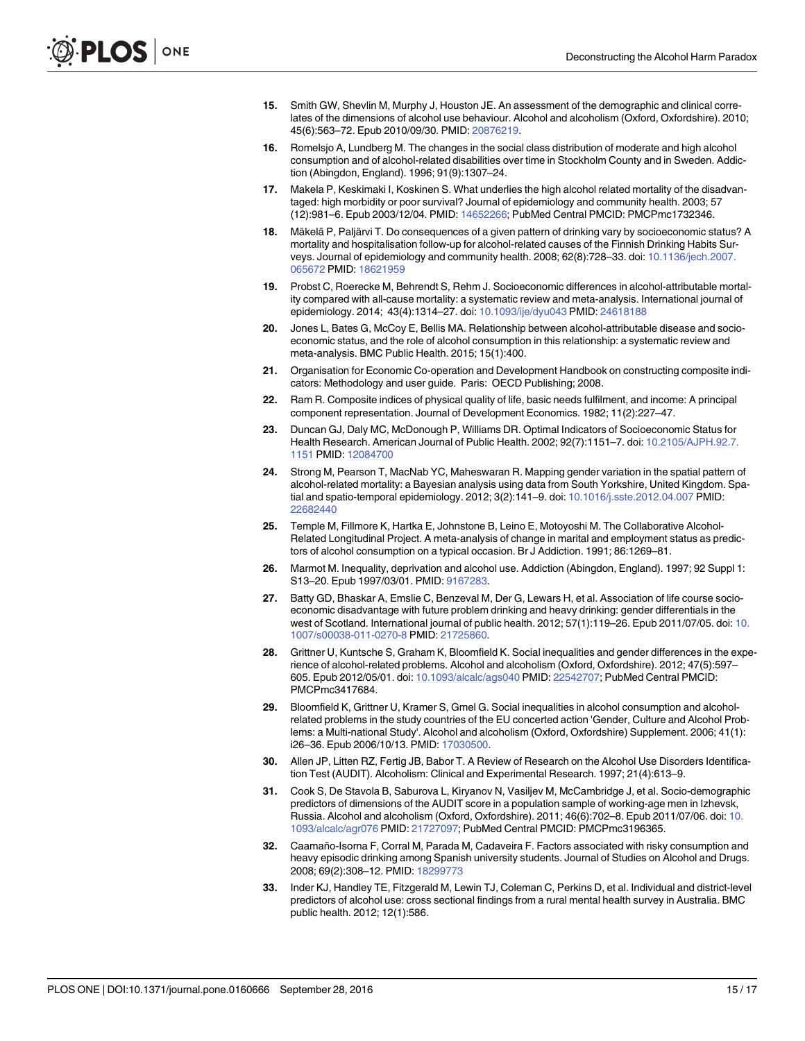15. Smith GW, Shevlin M, Murphy J, Houston JE. An assessment of the demographic and clinical correlates of the dimensions of alcohol use behaviour. Alcohol and alcoholism (Oxford, Oxfordshire). 2010; 45(6):563–72. Epub 2010/09/30. PMID: 20876219.

16. Romelsjo A, Lundberg M. The changes in the social class distribution of moderate and high alcohol consumption and of alcohol-related disabilities over time in Stockholm County and in Sweden. Addiction (Abingdon, England). 1996; 91(9):1307–24.

17. Makela P, Keskimaki I, Koskinen S. What underlies the high alcohol related mortality of the disadvantaged: high morbidity or poor survival? Journal of epidemiology and community health. 2003; 57 (12):981–6. Epub 2003/12/04. PMID: 14652266; PubMed Central PMCID: PMCPmc1732346.

18. Mäkelä P, Paljärvi T. Do consequences of a given pattern of drinking vary by socioeconomic status? A mortality and hospitalisation follow-up for alcohol-related causes of the Finnish Drinking Habits Surveys. Journal of epidemiology and community health. 2008; 62(8):728–33. doi: 10.1136/jech.2007.065672 PMID: 18621959

19. Probst C, Roerecke M, Behrendt S, Rehm J. Socioeconomic differences in alcohol-attributable mortality compared with all-cause mortality: a systematic review and meta-analysis. International journal of epidemiology. 2014; 43(4):1314–27. doi: 10.1093/ije/dyu043 PMID: 24618188

20. Jones L, Bates G, McCoy E, Bellis MA. Relationship between alcohol-attributable disease and socioeconomic status, and the role of alcohol consumption in this relationship: a systematic review and meta-analysis. BMC Public Health. 2015; 15(1):400.

21. Organisation for Economic Co-operation and Development Handbook on constructing composite indicators: Methodology and user guide. Paris: OECD Publishing; 2008.

22. Ram R. Composite indices of physical quality of life, basic needs fulfilment, and income: A principal component representation. Journal of Development Economics. 1982; 11(2):227–47.

23. Duncan GJ, Daly MC, McDonough P, Williams DR. Optimal Indicators of Socioeconomic Status for Health Research. American Journal of Public Health. 2002; 92(7):1151–7. doi: 10.2105/AJPH.92.7.1151 PMID: 12084700

24. Strong M, Pearson T, MacNab YC, Maheswaran R. Mapping gender variation in the spatial pattern of alcohol-related mortality: a Bayesian analysis using data from South Yorkshire, United Kingdom. Spatial and spatio-temporal epidemiology. 2012; 3(2):141–9. doi: 10.1016/j.sste.2012.04.007 PMID: 22682440

25. Temple M, Fillmore K, Hartka E, Johnstone B, Leino E, Motoyoshi M. The Collaborative Alcohol-Related Longitudinal Project. A meta-analysis of change in marital and employment status as predictors of alcohol consumption on a typical occasion. Br J Addiction. 1991; 86:1269–81.

26. Marmot M. Inequality, deprivation and alcohol use. Addiction (Abingdon, England). 1997; 92 Suppl 1: S13–20. Epub 1997/03/01. PMID: 9167283.

27. Batty GD, Bhaskar A, Emslie C, Benzeval M, Der G, Lewars H, et al. Association of life course socioeconomic disadvantage with future problem drinking and heavy drinking: gender differentials in the west of Scotland. International journal of public health. 2012; 57(1):119–26. Epub 2011/07/05. doi: 10.1007/s00038-011-0270-8 PMID: 21725860.

28. Grittner U, Kuntsche S, Graham K, Bloomfield K. Social inequalities and gender differences in the experience of alcohol-related problems. Alcohol and alcoholism (Oxford, Oxfordshire). 2012; 47(5):597–605. Epub 2012/05/01. doi: 10.1093/alcalc/ags040 PMID: 22542707; PubMed Central PMCID: PMCPmc3417684.

29. Bloomfield K, Grittner U, Kramer S, Gmel G. Social inequalities in alcohol consumption and alcohol-related problems in the study countries of the EU concerted action 'Gender, Culture and Alcohol Problems: a Multi-national Study'. Alcohol and alcoholism (Oxford, Oxfordshire) Supplement. 2006; 41(1): i26–36. Epub 2006/10/13. PMID: 17030500.

30. Allen JP, Litten RZ, Fertig JB, Babor T. A Review of Research on the Alcohol Use Disorders Identification Test (AUDIT). Alcoholism: Clinical and Experimental Research. 1997; 21(4):613–9.

31. Cook S, De Stavola B, Saburova L, Kiryanov N, Vasiljev M, McCambridge J, et al. Socio-demographic predictors of dimensions of the AUDIT score in a population sample of working-age men in Izhevsk, Russia. Alcohol and alcoholism (Oxford, Oxfordshire). 2011; 46(6):702–8. Epub 2011/07/06. doi: 10.1093/alcalc/agr076 PMID: 21727097; PubMed Central PMCID: PMCPmc3196365.

32. Caamaño-Isorna F, Corral M, Parada M, Cadaveira F. Factors associated with risky consumption and heavy episodic drinking among Spanish university students. Journal of Studies on Alcohol and Drugs. 2008; 69(2):308–12. PMID: 18299773

33. Inder KJ, Handley TE, Fitzgerald M, Lewin TJ, Coleman C, Perkins D, et al. Individual and district-level predictors of alcohol use: cross sectional findings from a rural mental health survey in Australia. BMC public health. 2012; 12(1):586.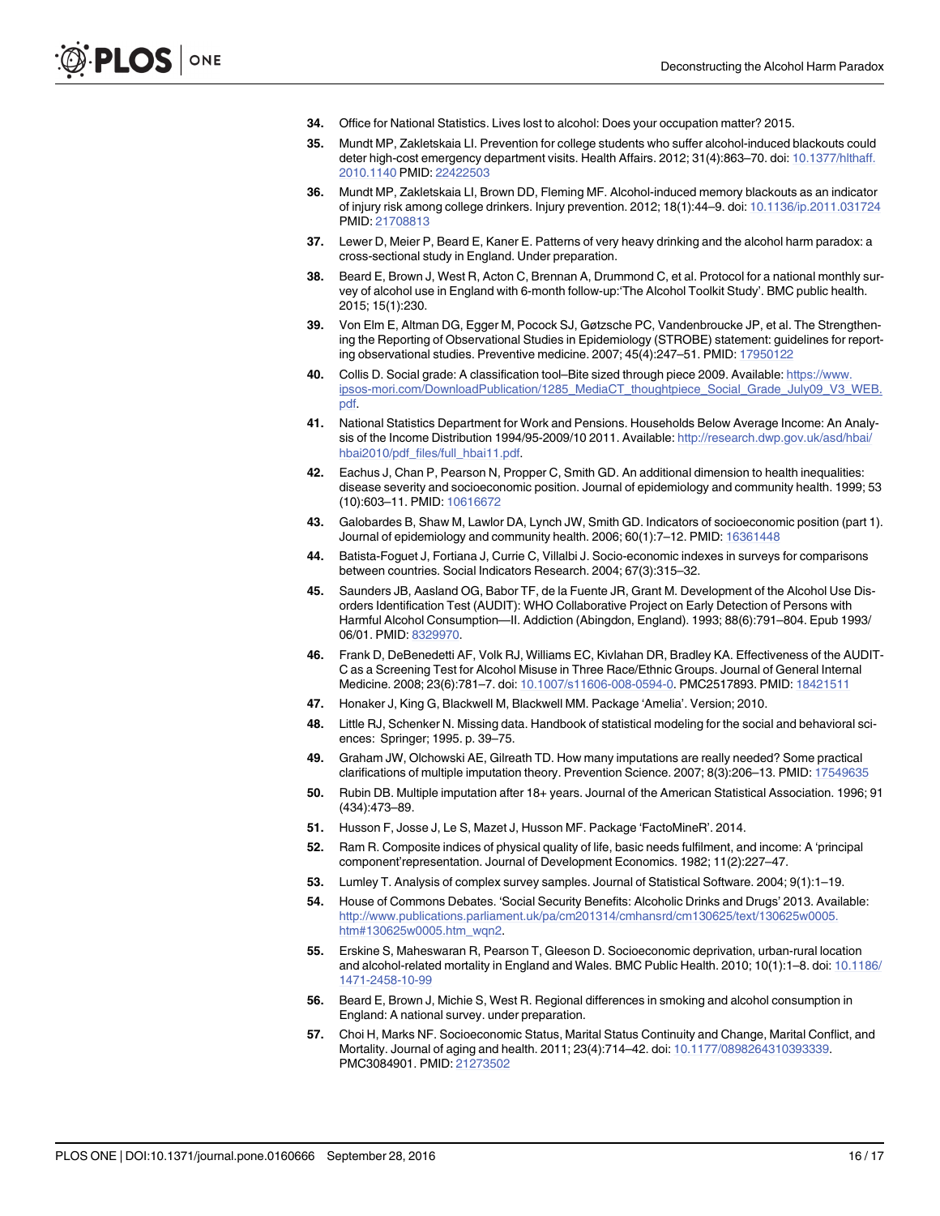34. Office for National Statistics. Lives lost to alcohol: Does your occupation matter? 2015.
35. Mundt MP, Zakletskaia LI. Prevention for college students who suffer alcohol-induced blackouts could deter high-cost emergency department visits. Health Affairs. 2012; 31(4):863–70. doi: 10.1377/hlthaff.2010.1140 PMID: 22422503
36. Mundt MP, Zakletskaia LI, Brown DD, Fleming MF. Alcohol-induced memory blackouts as an indicator of injury risk among college drinkers. Injury prevention. 2012; 18(1):44–9. doi: 10.1136/ip.2011.031724 PMID: 21708813
37. Lewer D, Meier P, Beard E, Kaner E. Patterns of very heavy drinking and the alcohol harm paradox: a cross-sectional study in England. Under preparation.
38. Beard E, Brown J, West R, Acton C, Brennan A, Drummond C, et al. Protocol for a national monthly survey of alcohol use in England with 6-month follow-up:'The Alcohol Toolkit Study'. BMC public health. 2015; 15(1):230.
39. Von Elm E, Altman DG, Egger M, Pocock SJ, Gøtzsche PC, Vandenbroucke JP, et al. The Strengthening the Reporting of Observational Studies in Epidemiology (STROBE) statement: guidelines for reporting observational studies. Preventive medicine. 2007; 45(4):247–51. PMID: 17950122
40. Collis D. Social grade: A classification tool–Bite sized through piece 2009. Available: https://www.ipsos-mori.com/DownloadPublication/1285_MediaCT_thoughtpiece_Social_Grade_July09_V3_WEB.pdf.
41. National Statistics Department for Work and Pensions. Households Below Average Income: An Analysis of the Income Distribution 1994/95-2009/10 2011. Available: http://research.dwp.gov.uk/asd/hbai/hbai2010/pdf_files/full_hbai11.pdf.
42. Eachus J, Chan P, Pearson N, Propper C, Smith GD. An additional dimension to health inequalities: disease severity and socioeconomic position. Journal of epidemiology and community health. 1999; 53(10):603–11. PMID: 10616672
43. Galobardes B, Shaw M, Lawlor DA, Lynch JW, Smith GD. Indicators of socioeconomic position (part 1). Journal of epidemiology and community health. 2006; 60(1):7–12. PMID: 16361448
44. Batista-Foguet J, Fortiana J, Currie C, Villalbi J. Socio-economic indexes in surveys for comparisons between countries. Social Indicators Research. 2004; 67(3):315–32.
45. Saunders JB, Aasland OG, Babor TF, de la Fuente JR, Grant M. Development of the Alcohol Use Disorders Identification Test (AUDIT): WHO Collaborative Project on Early Detection of Persons with Harmful Alcohol Consumption—II. Addiction (Abingdon, England). 1993; 88(6):791–804. Epub 1993/06/01. PMID: 8329970.
46. Frank D, DeBenedetti AF, Volk RJ, Williams EC, Kivlahan DR, Bradley KA. Effectiveness of the AUDIT-C as a Screening Test for Alcohol Misuse in Three Race/Ethnic Groups. Journal of General Internal Medicine. 2008; 23(6):781–7. doi: 10.1007/s11606-008-0594-0. PMC2517893. PMID: 18421511
47. Honaker J, King G, Blackwell M, Blackwell MM. Package 'Amelia'. Version; 2010.
48. Little RJ, Schenker N. Missing data. Handbook of statistical modeling for the social and behavioral sciences: Springer; 1995. p. 39–75.
49. Graham JW, Olchowski AE, Gilreath TD. How many imputations are really needed? Some practical clarifications of multiple imputation theory. Prevention Science. 2007; 8(3):206–13. PMID: 17549635
50. Rubin DB. Multiple imputation after 18+ years. Journal of the American Statistical Association. 1996; 91(434):473–89.
51. Husson F, Josse J, Le S, Mazet J, Husson MF. Package 'FactoMineR'. 2014.
52. Ram R. Composite indices of physical quality of life, basic needs fulfilment, and income: A 'principal component'representation. Journal of Development Economics. 1982; 11(2):227–47.
53. Lumley T. Analysis of complex survey samples. Journal of Statistical Software. 2004; 9(1):1–19.
54. House of Commons Debates. 'Social Security Benefits: Alcoholic Drinks and Drugs' 2013. Available: http://www.publications.parliament.uk/pa/cm201314/cmhansrd/cm130625/text/130625w0005.htm#130625w0005.htm_wqn2.
55. Erskine S, Maheswaran R, Pearson T, Gleeson D. Socioeconomic deprivation, urban-rural location and alcohol-related mortality in England and Wales. BMC Public Health. 2010; 10(1):1–8. doi: 10.1186/1471-2458-10-99
56. Beard E, Brown J, Michie S, West R. Regional differences in smoking and alcohol consumption in England: A national survey. under preparation.
57. Choi H, Marks NF. Socioeconomic Status, Marital Status Continuity and Change, Marital Conflict, and Mortality. Journal of aging and health. 2011; 23(4):714–42. doi: 10.1177/0898264310393339. PMC3084901. PMID: 21273502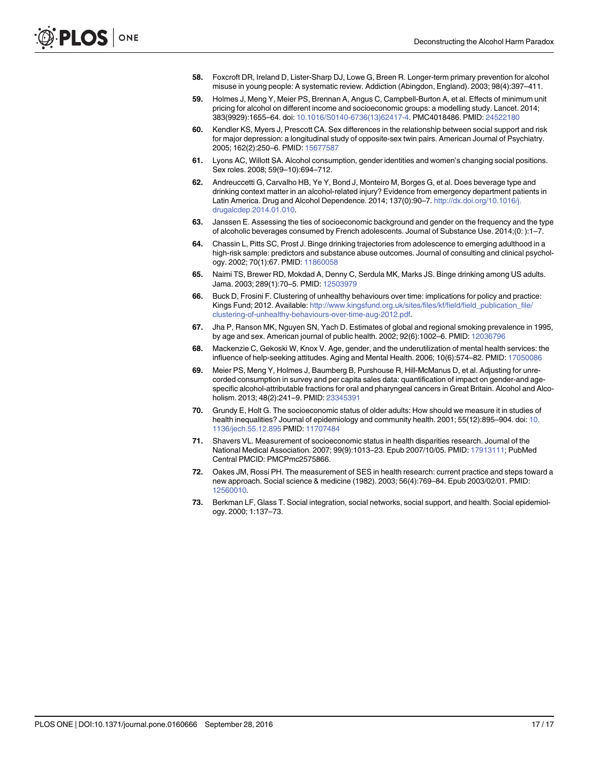58. Foxcroft DR, Ireland D, Lister-Sharp DJ, Lowe G, Breen R. Longer-term primary prevention for alcohol misuse in young people: A systematic review. Addiction (Abingdon, England). 2003; 98(4):397–411.

59. Holmes J, Meng Y, Meier PS, Brennan A, Angus C, Campbell-Burton A, et al. Effects of minimum unit pricing for alcohol on different income and socioeconomic groups: a modelling study. Lancet. 2014; 383(9929):1655–64. doi: 10.1016/S0140-6736(13)62417-4. PMC4018486. PMID: 24522180

60. Kendler KS, Myers J, Prescott CA. Sex differences in the relationship between social support and risk for major depression: a longitudinal study of opposite-sex twin pairs. American Journal of Psychiatry. 2005; 162(2):250–6. PMID: 15677587

61. Lyons AC, Willott SA. Alcohol consumption, gender identities and women's changing social positions. Sex roles. 2008; 59(9–10):694–712.

62. Andreuccetti G, Carvalho HB, Ye Y, Bond J, Monteiro M, Borges G, et al. Does beverage type and drinking context matter in an alcohol-related injury? Evidence from emergency department patients in Latin America. Drug and Alcohol Dependence. 2014; 137(0):90–7. http://dx.doi.org/10.1016/j.drugalcdep.2014.01.010.

63. Janssen E. Assessing the ties of socioeconomic background and gender on the frequency and the type of alcoholic beverages consumed by French adolescents. Journal of Substance Use. 2014;(0: ):1–7.

64. Chassin L, Pitts SC, Prost J. Binge drinking trajectories from adolescence to emerging adulthood in a high-risk sample: predictors and substance abuse outcomes. Journal of consulting and clinical psychology. 2002; 70(1):67. PMID: 11860058

65. Naimi TS, Brewer RD, Mokdad A, Denny C, Serdula MK, Marks JS. Binge drinking among US adults. Jama. 2003; 289(1):70–5. PMID: 12503979

66. Buck D, Frosini F. Clustering of unhealthy behaviours over time: implications for policy and practice: Kings Fund; 2012. Available: http://www.kingsfund.org.uk/sites/files/kf/field/field_publication_file/clustering-of-unhealthy-behaviours-over-time-aug-2012.pdf.

67. Jha P, Ranson MK, Nguyen SN, Yach D. Estimates of global and regional smoking prevalence in 1995, by age and sex. American journal of public health. 2002; 92(6):1002–6. PMID: 12036796

68. Mackenzie C, Gekoski W, Knox V. Age, gender, and the underutilization of mental health services: the influence of help-seeking attitudes. Aging and Mental Health. 2006; 10(6):574–82. PMID: 17050086

69. Meier PS, Meng Y, Holmes J, Baumberg B, Purshouse R, Hill-McManus D, et al. Adjusting for unrecorded consumption in survey and per capita sales data: quantification of impact on gender-and age-specific alcohol-attributable fractions for oral and pharyngeal cancers in Great Britain. Alcohol and Alcoholism. 2013; 48(2):241–9. PMID: 23345391

70. Grundy E, Holt G. The socioeconomic status of older adults: How should we measure it in studies of health inequalities? Journal of epidemiology and community health. 2001; 55(12):895–904. doi: 10.1136/jech.55.12.895 PMID: 11707484

71. Shavers VL. Measurement of socioeconomic status in health disparities research. Journal of the National Medical Association. 2007; 99(9):1013–23. Epub 2007/10/05. PMID: 17913111; PubMed Central PMCID: PMCPmc2575866.

72. Oakes JM, Rossi PH. The measurement of SES in health research: current practice and steps toward a new approach. Social science & medicine (1982). 2003; 56(4):769–84. Epub 2003/02/01. PMID: 12560010.

73. Berkman LF, Glass T. Social integration, social networks, social support, and health. Social epidemiology. 2000; 1:137–73.